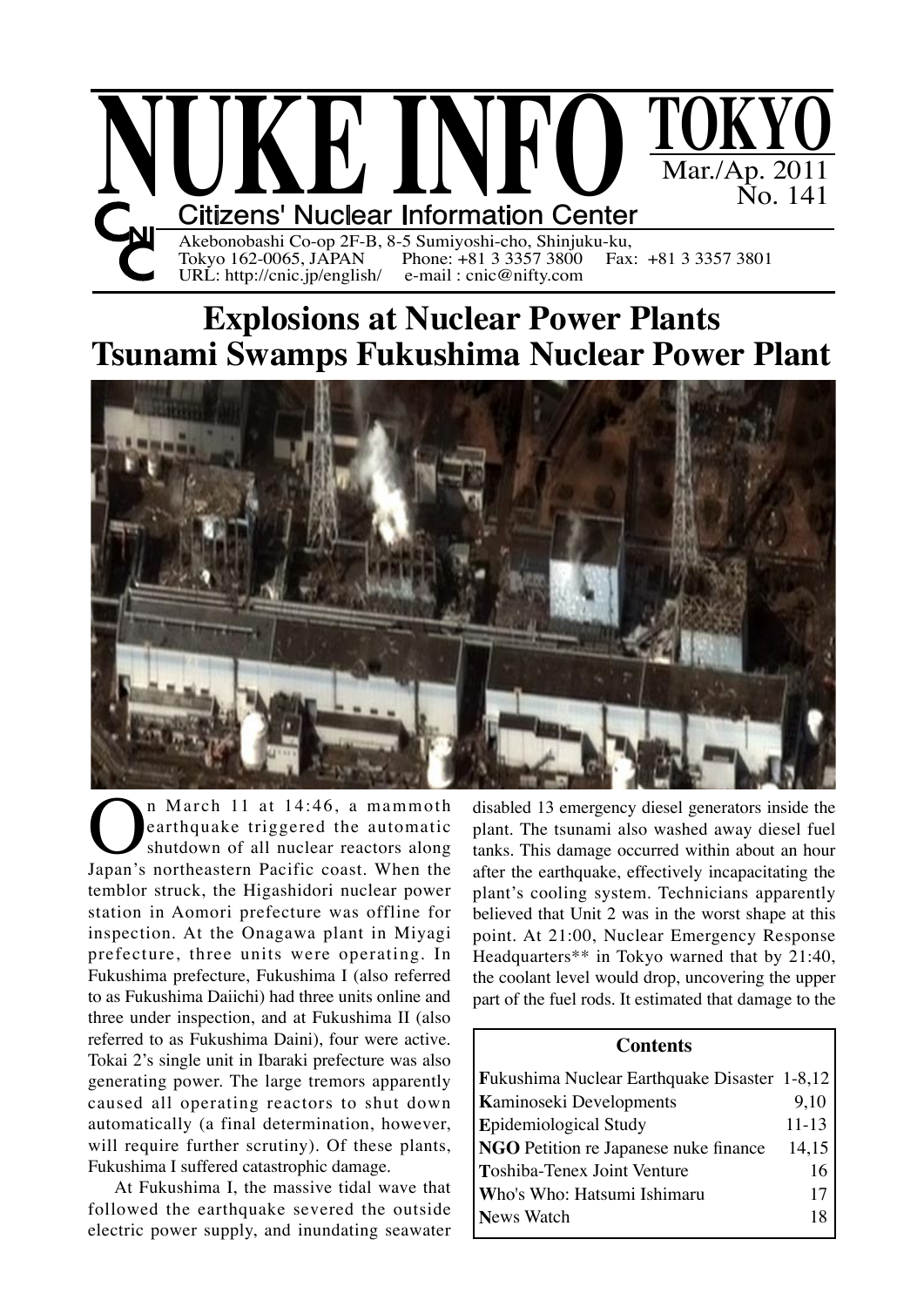# NUKE INFO TOKYO

Mar./Ap. 2011
No. 141

Citizens' Nuclear Information Center

Akebonobashi Co-op 2F-B, 8-5 Sumiyoshi-cho, Shinjuku-ku,
Tokyo 162-0065, JAPAN Phone: +81 3 3357 3800 Fax: +81 3 3357 3801
URL: http://cnic.jp/english/ e-mail : cnic@nifty.com

# Explosions at Nuclear Power Plants
# Tsunami Swamps Fukushima Nuclear Power Plant

On March 11 at 14:46, a mammoth earthquake triggered the automatic shutdown of all nuclear reactors along Japan's northeastern Pacific coast. When the temblor struck, the Higashidori nuclear power station in Aomori prefecture was offline for inspection. At the Onagawa plant in Miyagi prefecture, three units were operating. In Fukushima prefecture, Fukushima I (also referred to as Fukushima Daiichi) had three units online and three under inspection, and at Fukushima II (also referred to as Fukushima Daini), four were active. Tokai 2's single unit in Ibaraki prefecture was also generating power. The large tremors apparently caused all operating reactors to shut down automatically (a final determination, however, will require further scrutiny). Of these plants, Fukushima I suffered catastrophic damage.

At Fukushima I, the massive tidal wave that followed the earthquake severed the outside electric power supply, and inundating seawater disabled 13 emergency diesel generators inside the plant. The tsunami also washed away diesel fuel tanks. This damage occurred within about an hour after the earthquake, effectively incapacitating the plant's cooling system. Technicians apparently believed that Unit 2 was in the worst shape at this point. At 21:00, Nuclear Emergency Response Headquarters** in Tokyo warned that by 21:40, the coolant level would drop, uncovering the upper part of the fuel rods. It estimated that damage to the

| Contents | |
|---|---|
| **F**ukushima Nuclear Earthquake Disaster | 1-8,12 |
| **K**aminoseki Developments | 9,10 |
| **E**pidemiological Study | 11-13 |
| **NGO** Petition re Japanese nuke finance | 14,15 |
| **T**oshiba-Tenex Joint Venture | 16 |
| **W**ho's Who: Hatsumi Ishimaru | 17 |
| **N**ews Watch | 18 |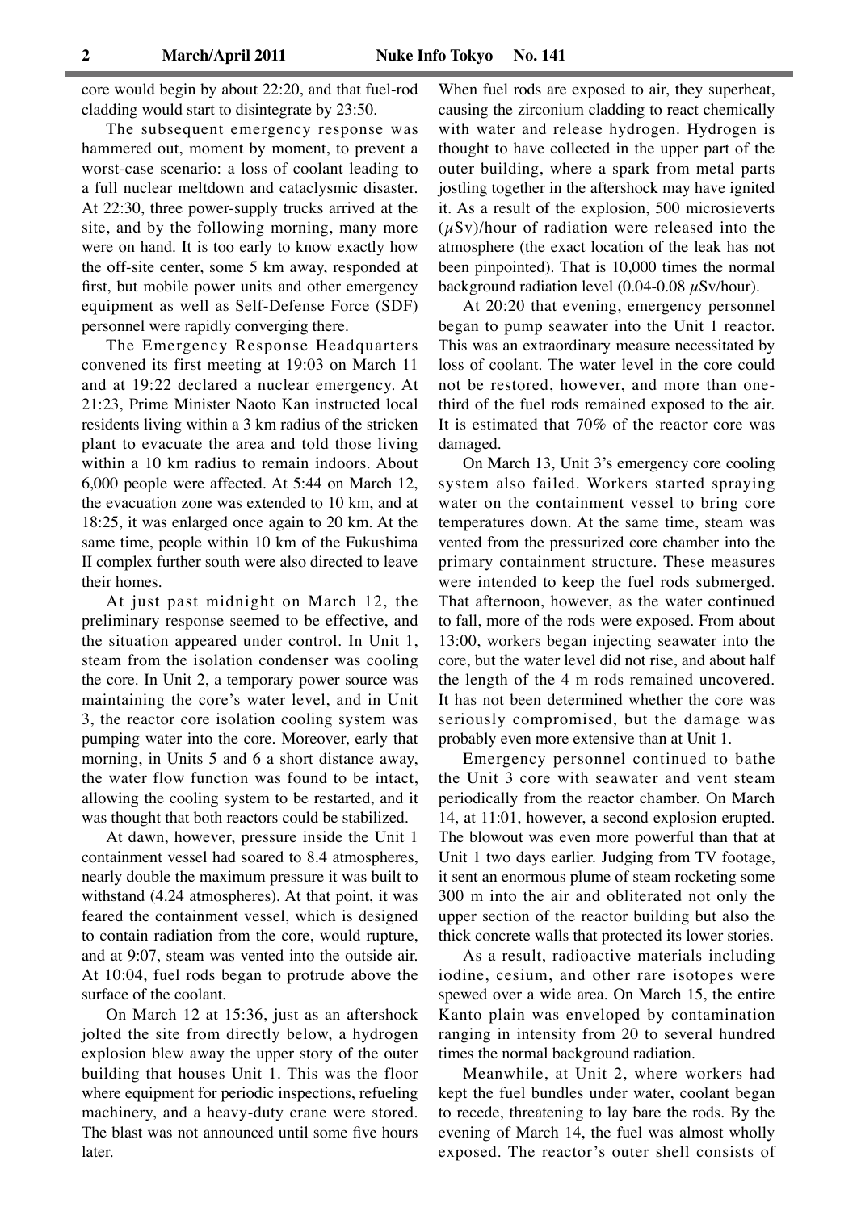core would begin by about 22:20, and that fuel-rod cladding would start to disintegrate by 23:50.

The subsequent emergency response was hammered out, moment by moment, to prevent a worst-case scenario: a loss of coolant leading to a full nuclear meltdown and cataclysmic disaster. At 22:30, three power-supply trucks arrived at the site, and by the following morning, many more were on hand. It is too early to know exactly how the off-site center, some 5 km away, responded at first, but mobile power units and other emergency equipment as well as Self-Defense Force (SDF) personnel were rapidly converging there.

The Emergency Response Headquarters convened its first meeting at 19:03 on March 11 and at 19:22 declared a nuclear emergency. At 21:23, Prime Minister Naoto Kan instructed local residents living within a 3 km radius of the stricken plant to evacuate the area and told those living within a 10 km radius to remain indoors. About 6,000 people were affected. At 5:44 on March 12, the evacuation zone was extended to 10 km, and at 18:25, it was enlarged once again to 20 km. At the same time, people within 10 km of the Fukushima II complex further south were also directed to leave their homes.

At just past midnight on March 12, the preliminary response seemed to be effective, and the situation appeared under control. In Unit 1, steam from the isolation condenser was cooling the core. In Unit 2, a temporary power source was maintaining the core's water level, and in Unit 3, the reactor core isolation cooling system was pumping water into the core. Moreover, early that morning, in Units 5 and 6 a short distance away, the water flow function was found to be intact, allowing the cooling system to be restarted, and it was thought that both reactors could be stabilized.

At dawn, however, pressure inside the Unit 1 containment vessel had soared to 8.4 atmospheres, nearly double the maximum pressure it was built to withstand (4.24 atmospheres). At that point, it was feared the containment vessel, which is designed to contain radiation from the core, would rupture, and at 9:07, steam was vented into the outside air. At 10:04, fuel rods began to protrude above the surface of the coolant.

On March 12 at 15:36, just as an aftershock jolted the site from directly below, a hydrogen explosion blew away the upper story of the outer building that houses Unit 1. This was the floor where equipment for periodic inspections, refueling machinery, and a heavy-duty crane were stored. The blast was not announced until some five hours later.

When fuel rods are exposed to air, they superheat, causing the zirconium cladding to react chemically with water and release hydrogen. Hydrogen is thought to have collected in the upper part of the outer building, where a spark from metal parts jostling together in the aftershock may have ignited it. As a result of the explosion, 500 microsieverts ($\mu$Sv)/hour of radiation were released into the atmosphere (the exact location of the leak has not been pinpointed). That is 10,000 times the normal background radiation level (0.04-0.08 $\mu$Sv/hour).

At 20:20 that evening, emergency personnel began to pump seawater into the Unit 1 reactor. This was an extraordinary measure necessitated by loss of coolant. The water level in the core could not be restored, however, and more than one-third of the fuel rods remained exposed to the air. It is estimated that 70% of the reactor core was damaged.

On March 13, Unit 3's emergency core cooling system also failed. Workers started spraying water on the containment vessel to bring core temperatures down. At the same time, steam was vented from the pressurized core chamber into the primary containment structure. These measures were intended to keep the fuel rods submerged. That afternoon, however, as the water continued to fall, more of the rods were exposed. From about 13:00, workers began injecting seawater into the core, but the water level did not rise, and about half the length of the 4 m rods remained uncovered. It has not been determined whether the core was seriously compromised, but the damage was probably even more extensive than at Unit 1.

Emergency personnel continued to bathe the Unit 3 core with seawater and vent steam periodically from the reactor chamber. On March 14, at 11:01, however, a second explosion erupted. The blowout was even more powerful than that at Unit 1 two days earlier. Judging from TV footage, it sent an enormous plume of steam rocketing some 300 m into the air and obliterated not only the upper section of the reactor building but also the thick concrete walls that protected its lower stories.

As a result, radioactive materials including iodine, cesium, and other rare isotopes were spewed over a wide area. On March 15, the entire Kanto plain was enveloped by contamination ranging in intensity from 20 to several hundred times the normal background radiation.

Meanwhile, at Unit 2, where workers had kept the fuel bundles under water, coolant began to recede, threatening to lay bare the rods. By the evening of March 14, the fuel was almost wholly exposed. The reactor's outer shell consists of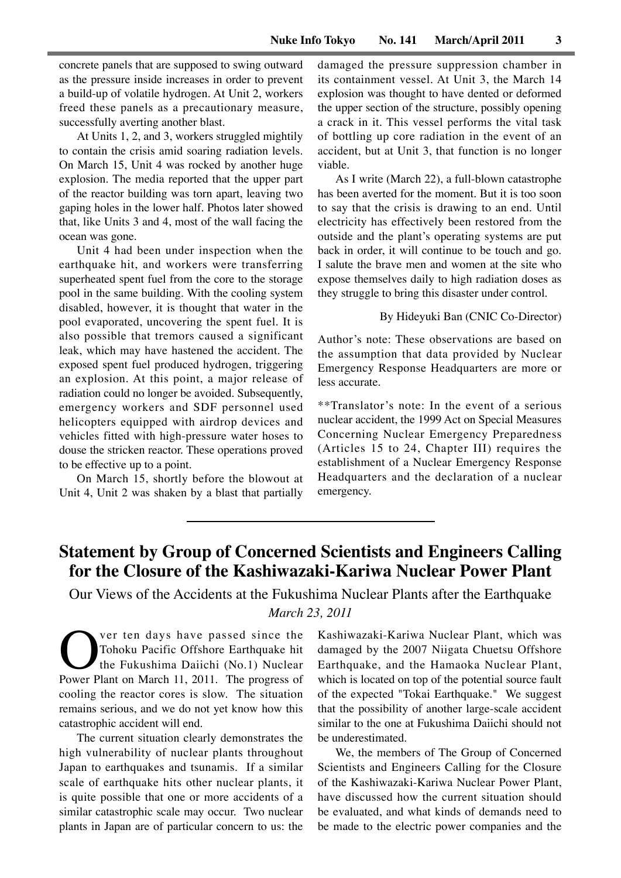concrete panels that are supposed to swing outward as the pressure inside increases in order to prevent a build-up of volatile hydrogen. At Unit 2, workers freed these panels as a precautionary measure, successfully averting another blast.

At Units 1, 2, and 3, workers struggled mightily to contain the crisis amid soaring radiation levels. On March 15, Unit 4 was rocked by another huge explosion. The media reported that the upper part of the reactor building was torn apart, leaving two gaping holes in the lower half. Photos later showed that, like Units 3 and 4, most of the wall facing the ocean was gone.

Unit 4 had been under inspection when the earthquake hit, and workers were transferring superheated spent fuel from the core to the storage pool in the same building. With the cooling system disabled, however, it is thought that water in the pool evaporated, uncovering the spent fuel. It is also possible that tremors caused a significant leak, which may have hastened the accident. The exposed spent fuel produced hydrogen, triggering an explosion. At this point, a major release of radiation could no longer be avoided. Subsequently, emergency workers and SDF personnel used helicopters equipped with airdrop devices and vehicles fitted with high-pressure water hoses to douse the stricken reactor. These operations proved to be effective up to a point.

On March 15, shortly before the blowout at Unit 4, Unit 2 was shaken by a blast that partially damaged the pressure suppression chamber in its containment vessel. At Unit 3, the March 14 explosion was thought to have dented or deformed the upper section of the structure, possibly opening a crack in it. This vessel performs the vital task of bottling up core radiation in the event of an accident, but at Unit 3, that function is no longer viable.

As I write (March 22), a full-blown catastrophe has been averted for the moment. But it is too soon to say that the crisis is drawing to an end. Until electricity has effectively been restored from the outside and the plant's operating systems are put back in order, it will continue to be touch and go. I salute the brave men and women at the site who expose themselves daily to high radiation doses as they struggle to bring this disaster under control.

By Hideyuki Ban (CNIC Co-Director)

Author's note: These observations are based on the assumption that data provided by Nuclear Emergency Response Headquarters are more or less accurate.

**Translator's note: In the event of a serious nuclear accident, the 1999 Act on Special Measures Concerning Nuclear Emergency Preparedness (Articles 15 to 24, Chapter III) requires the establishment of a Nuclear Emergency Response Headquarters and the declaration of a nuclear emergency.

---

# Statement by Group of Concerned Scientists and Engineers Calling for the Closure of the Kashiwazaki-Kariwa Nuclear Power Plant

Our Views of the Accidents at the Fukushima Nuclear Plants after the Earthquake

*March 23, 2011*

Over ten days have passed since the Tohoku Pacific Offshore Earthquake hit the Fukushima Daiichi (No.1) Nuclear Power Plant on March 11, 2011. The progress of cooling the reactor cores is slow. The situation remains serious, and we do not yet know how this catastrophic accident will end.

The current situation clearly demonstrates the high vulnerability of nuclear plants throughout Japan to earthquakes and tsunamis. If a similar scale of earthquake hits other nuclear plants, it is quite possible that one or more accidents of a similar catastrophic scale may occur. Two nuclear plants in Japan are of particular concern to us: the Kashiwazaki-Kariwa Nuclear Plant, which was damaged by the 2007 Niigata Chuetsu Offshore Earthquake, and the Hamaoka Nuclear Plant, which is located on top of the potential source fault of the expected "Tokai Earthquake." We suggest that the possibility of another large-scale accident similar to the one at Fukushima Daiichi should not be underestimated.

We, the members of The Group of Concerned Scientists and Engineers Calling for the Closure of the Kashiwazaki-Kariwa Nuclear Power Plant, have discussed how the current situation should be evaluated, and what kinds of demands need to be made to the electric power companies and the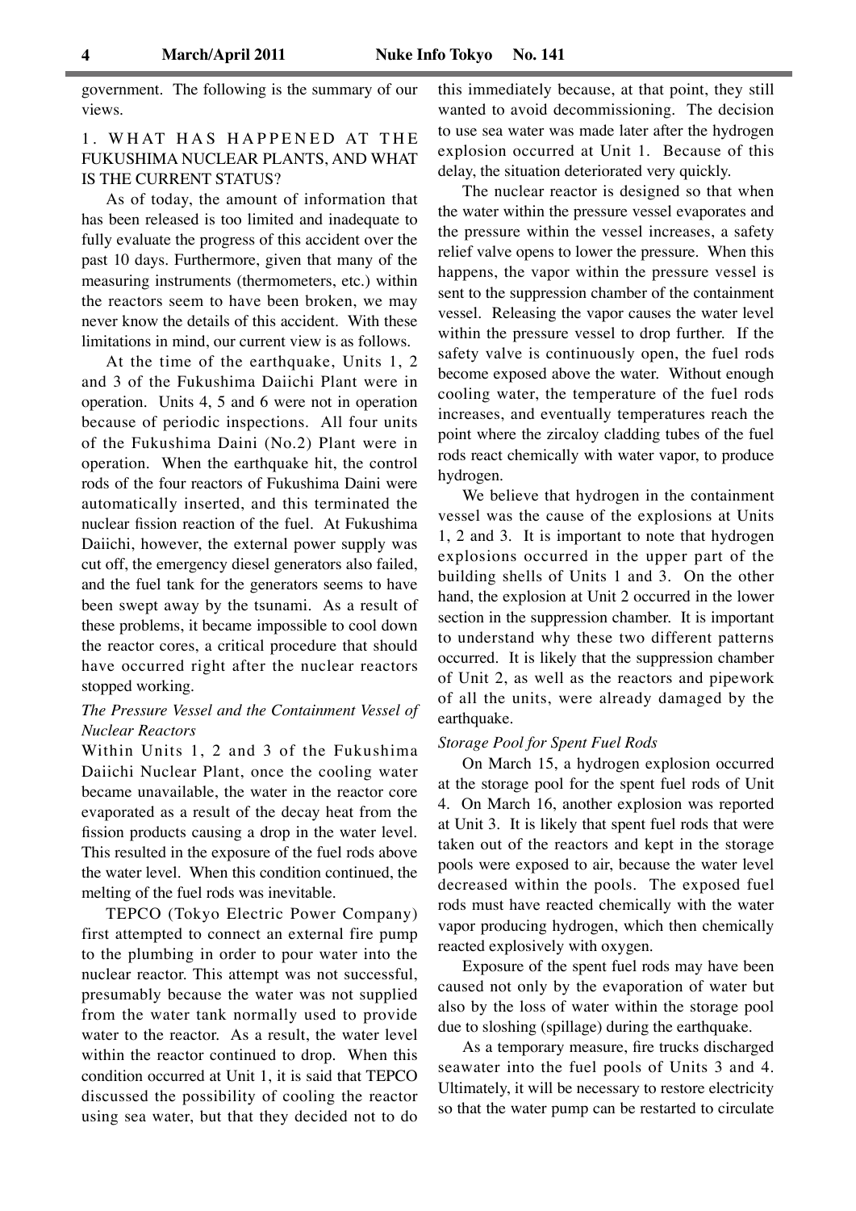government. The following is the summary of our views.

## 1. WHAT HAS HAPPENED AT THE FUKUSHIMA NUCLEAR PLANTS, AND WHAT IS THE CURRENT STATUS?

As of today, the amount of information that has been released is too limited and inadequate to fully evaluate the progress of this accident over the past 10 days. Furthermore, given that many of the measuring instruments (thermometers, etc.) within the reactors seem to have been broken, we may never know the details of this accident. With these limitations in mind, our current view is as follows.

At the time of the earthquake, Units 1, 2 and 3 of the Fukushima Daiichi Plant were in operation. Units 4, 5 and 6 were not in operation because of periodic inspections. All four units of the Fukushima Daini (No.2) Plant were in operation. When the earthquake hit, the control rods of the four reactors of Fukushima Daini were automatically inserted, and this terminated the nuclear fission reaction of the fuel. At Fukushima Daiichi, however, the external power supply was cut off, the emergency diesel generators also failed, and the fuel tank for the generators seems to have been swept away by the tsunami. As a result of these problems, it became impossible to cool down the reactor cores, a critical procedure that should have occurred right after the nuclear reactors stopped working.

### *The Pressure Vessel and the Containment Vessel of Nuclear Reactors*

Within Units 1, 2 and 3 of the Fukushima Daiichi Nuclear Plant, once the cooling water became unavailable, the water in the reactor core evaporated as a result of the decay heat from the fission products causing a drop in the water level. This resulted in the exposure of the fuel rods above the water level. When this condition continued, the melting of the fuel rods was inevitable.

TEPCO (Tokyo Electric Power Company) first attempted to connect an external fire pump to the plumbing in order to pour water into the nuclear reactor. This attempt was not successful, presumably because the water was not supplied from the water tank normally used to provide water to the reactor. As a result, the water level within the reactor continued to drop. When this condition occurred at Unit 1, it is said that TEPCO discussed the possibility of cooling the reactor using sea water, but that they decided not to do this immediately because, at that point, they still wanted to avoid decommissioning. The decision to use sea water was made later after the hydrogen explosion occurred at Unit 1. Because of this delay, the situation deteriorated very quickly.

The nuclear reactor is designed so that when the water within the pressure vessel evaporates and the pressure within the vessel increases, a safety relief valve opens to lower the pressure. When this happens, the vapor within the pressure vessel is sent to the suppression chamber of the containment vessel. Releasing the vapor causes the water level within the pressure vessel to drop further. If the safety valve is continuously open, the fuel rods become exposed above the water. Without enough cooling water, the temperature of the fuel rods increases, and eventually temperatures reach the point where the zircaloy cladding tubes of the fuel rods react chemically with water vapor, to produce hydrogen.

We believe that hydrogen in the containment vessel was the cause of the explosions at Units 1, 2 and 3. It is important to note that hydrogen explosions occurred in the upper part of the building shells of Units 1 and 3. On the other hand, the explosion at Unit 2 occurred in the lower section in the suppression chamber. It is important to understand why these two different patterns occurred. It is likely that the suppression chamber of Unit 2, as well as the reactors and pipework of all the units, were already damaged by the earthquake.

### *Storage Pool for Spent Fuel Rods*

On March 15, a hydrogen explosion occurred at the storage pool for the spent fuel rods of Unit 4. On March 16, another explosion was reported at Unit 3. It is likely that spent fuel rods that were taken out of the reactors and kept in the storage pools were exposed to air, because the water level decreased within the pools. The exposed fuel rods must have reacted chemically with the water vapor producing hydrogen, which then chemically reacted explosively with oxygen.

Exposure of the spent fuel rods may have been caused not only by the evaporation of water but also by the loss of water within the storage pool due to sloshing (spillage) during the earthquake.

As a temporary measure, fire trucks discharged seawater into the fuel pools of Units 3 and 4. Ultimately, it will be necessary to restore electricity so that the water pump can be restarted to circulate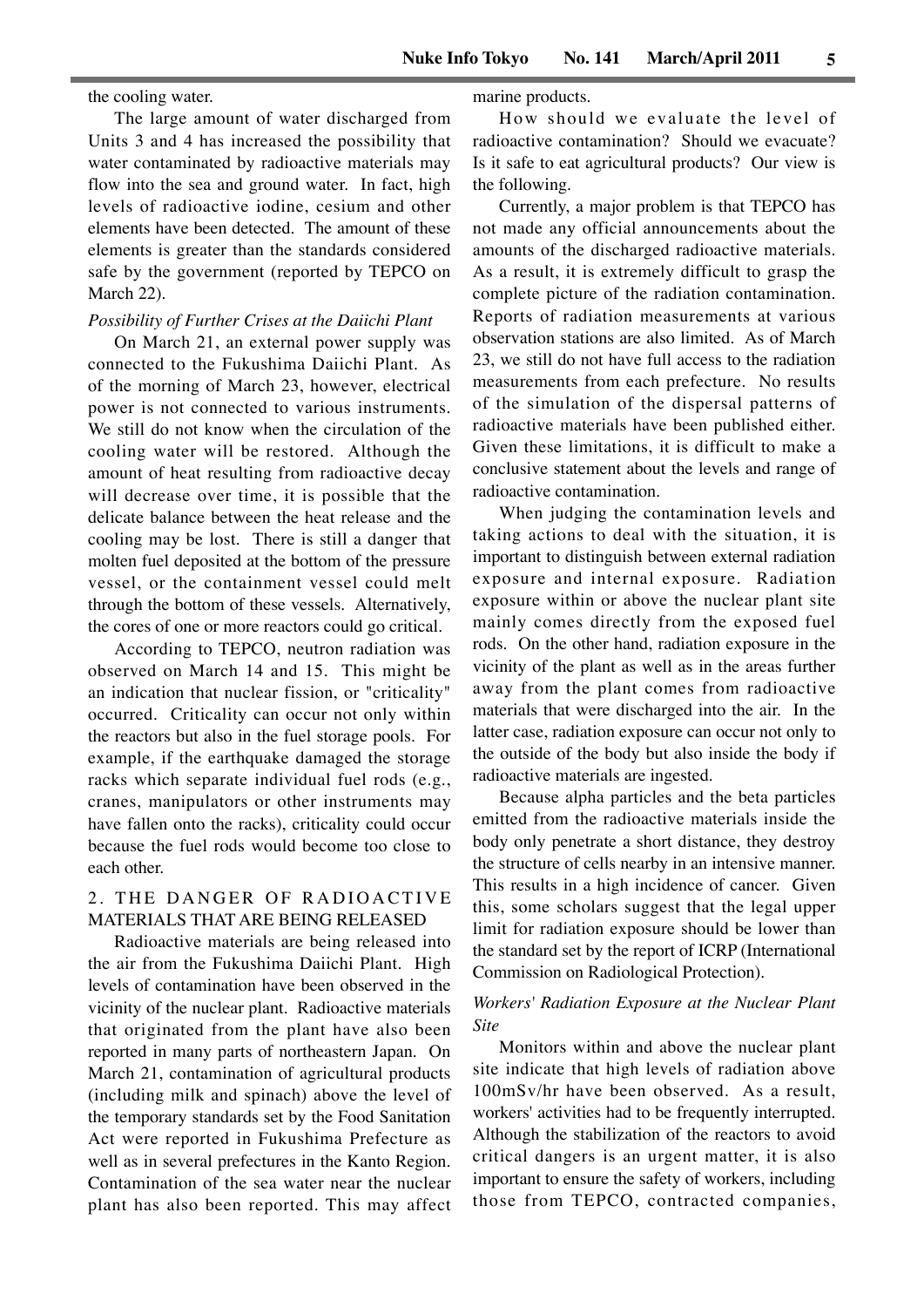the cooling water.

The large amount of water discharged from Units 3 and 4 has increased the possibility that water contaminated by radioactive materials may flow into the sea and ground water. In fact, high levels of radioactive iodine, cesium and other elements have been detected. The amount of these elements is greater than the standards considered safe by the government (reported by TEPCO on March 22).

*Possibility of Further Crises at the Daiichi Plant*

On March 21, an external power supply was connected to the Fukushima Daiichi Plant. As of the morning of March 23, however, electrical power is not connected to various instruments. We still do not know when the circulation of the cooling water will be restored. Although the amount of heat resulting from radioactive decay will decrease over time, it is possible that the delicate balance between the heat release and the cooling may be lost. There is still a danger that molten fuel deposited at the bottom of the pressure vessel, or the containment vessel could melt through the bottom of these vessels. Alternatively, the cores of one or more reactors could go critical.

According to TEPCO, neutron radiation was observed on March 14 and 15. This might be an indication that nuclear fission, or "criticality" occurred. Criticality can occur not only within the reactors but also in the fuel storage pools. For example, if the earthquake damaged the storage racks which separate individual fuel rods (e.g., cranes, manipulators or other instruments may have fallen onto the racks), criticality could occur because the fuel rods would become too close to each other.

## 2. THE DANGER OF RADIOACTIVE MATERIALS THAT ARE BEING RELEASED

Radioactive materials are being released into the air from the Fukushima Daiichi Plant. High levels of contamination have been observed in the vicinity of the nuclear plant. Radioactive materials that originated from the plant have also been reported in many parts of northeastern Japan. On March 21, contamination of agricultural products (including milk and spinach) above the level of the temporary standards set by the Food Sanitation Act were reported in Fukushima Prefecture as well as in several prefectures in the Kanto Region. Contamination of the sea water near the nuclear plant has also been reported. This may affect marine products.

How should we evaluate the level of radioactive contamination? Should we evacuate? Is it safe to eat agricultural products? Our view is the following.

Currently, a major problem is that TEPCO has not made any official announcements about the amounts of the discharged radioactive materials. As a result, it is extremely difficult to grasp the complete picture of the radiation contamination. Reports of radiation measurements at various observation stations are also limited. As of March 23, we still do not have full access to the radiation measurements from each prefecture. No results of the simulation of the dispersal patterns of radioactive materials have been published either. Given these limitations, it is difficult to make a conclusive statement about the levels and range of radioactive contamination.

When judging the contamination levels and taking actions to deal with the situation, it is important to distinguish between external radiation exposure and internal exposure. Radiation exposure within or above the nuclear plant site mainly comes directly from the exposed fuel rods. On the other hand, radiation exposure in the vicinity of the plant as well as in the areas further away from the plant comes from radioactive materials that were discharged into the air. In the latter case, radiation exposure can occur not only to the outside of the body but also inside the body if radioactive materials are ingested.

Because alpha particles and the beta particles emitted from the radioactive materials inside the body only penetrate a short distance, they destroy the structure of cells nearby in an intensive manner. This results in a high incidence of cancer. Given this, some scholars suggest that the legal upper limit for radiation exposure should be lower than the standard set by the report of ICRP (International Commission on Radiological Protection).

*Workers' Radiation Exposure at the Nuclear Plant Site*

Monitors within and above the nuclear plant site indicate that high levels of radiation above 100mSv/hr have been observed. As a result, workers' activities had to be frequently interrupted. Although the stabilization of the reactors to avoid critical dangers is an urgent matter, it is also important to ensure the safety of workers, including those from TEPCO, contracted companies,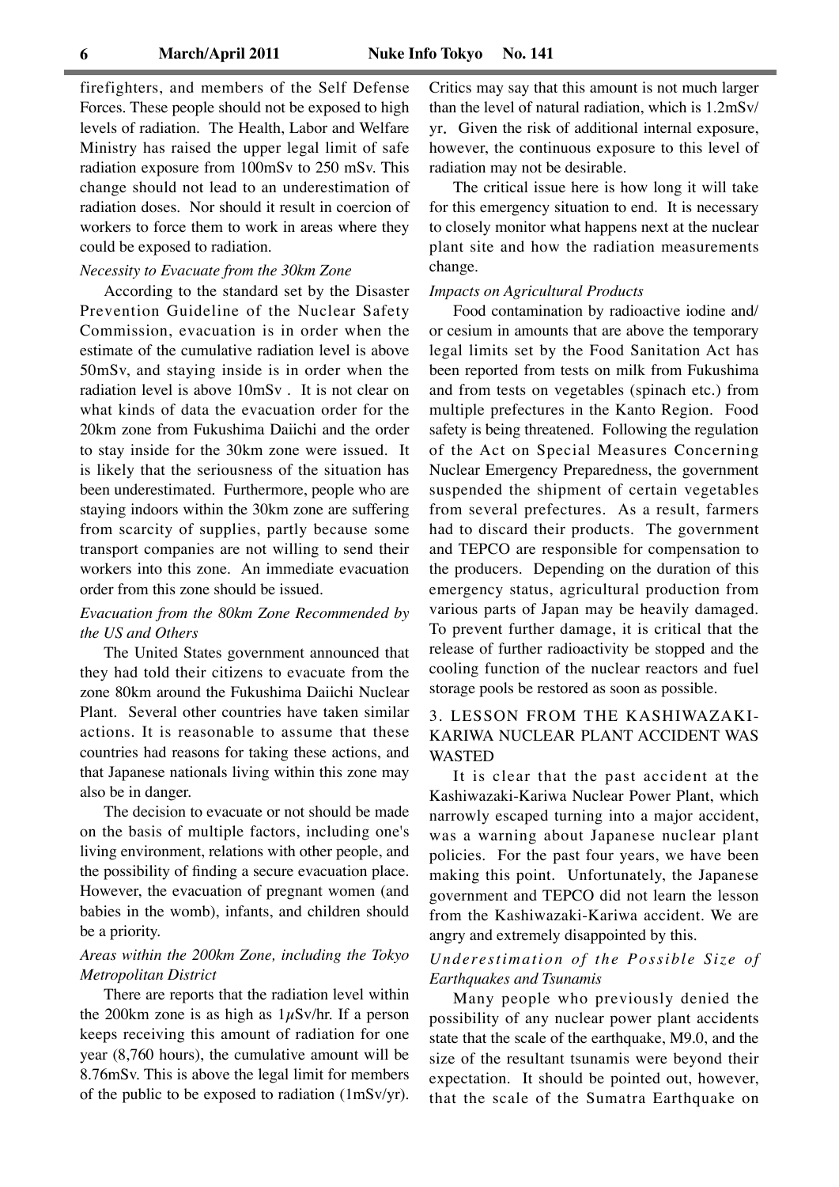firefighters, and members of the Self Defense Forces. These people should not be exposed to high levels of radiation. The Health, Labor and Welfare Ministry has raised the upper legal limit of safe radiation exposure from 100mSv to 250 mSv. This change should not lead to an underestimation of radiation doses. Nor should it result in coercion of workers to force them to work in areas where they could be exposed to radiation.

*Necessity to Evacuate from the 30km Zone*

According to the standard set by the Disaster Prevention Guideline of the Nuclear Safety Commission, evacuation is in order when the estimate of the cumulative radiation level is above 50mSv, and staying inside is in order when the radiation level is above 10mSv . It is not clear on what kinds of data the evacuation order for the 20km zone from Fukushima Daiichi and the order to stay inside for the 30km zone were issued. It is likely that the seriousness of the situation has been underestimated. Furthermore, people who are staying indoors within the 30km zone are suffering from scarcity of supplies, partly because some transport companies are not willing to send their workers into this zone. An immediate evacuation order from this zone should be issued.

*Evacuation from the 80km Zone Recommended by the US and Others*

The United States government announced that they had told their citizens to evacuate from the zone 80km around the Fukushima Daiichi Nuclear Plant. Several other countries have taken similar actions. It is reasonable to assume that these countries had reasons for taking these actions, and that Japanese nationals living within this zone may also be in danger.

The decision to evacuate or not should be made on the basis of multiple factors, including one's living environment, relations with other people, and the possibility of finding a secure evacuation place. However, the evacuation of pregnant women (and babies in the womb), infants, and children should be a priority.

*Areas within the 200km Zone, including the Tokyo Metropolitan District*

There are reports that the radiation level within the 200km zone is as high as 1$\mu$Sv/hr. If a person keeps receiving this amount of radiation for one year (8,760 hours), the cumulative amount will be 8.76mSv. This is above the legal limit for members of the public to be exposed to radiation (1mSv/yr). Critics may say that this amount is not much larger than the level of natural radiation, which is 1.2mSv/yr. Given the risk of additional internal exposure, however, the continuous exposure to this level of radiation may not be desirable.

The critical issue here is how long it will take for this emergency situation to end. It is necessary to closely monitor what happens next at the nuclear plant site and how the radiation measurements change.

*Impacts on Agricultural Products*

Food contamination by radioactive iodine and/or cesium in amounts that are above the temporary legal limits set by the Food Sanitation Act has been reported from tests on milk from Fukushima and from tests on vegetables (spinach etc.) from multiple prefectures in the Kanto Region. Food safety is being threatened. Following the regulation of the Act on Special Measures Concerning Nuclear Emergency Preparedness, the government suspended the shipment of certain vegetables from several prefectures. As a result, farmers had to discard their products. The government and TEPCO are responsible for compensation to the producers. Depending on the duration of this emergency status, agricultural production from various parts of Japan may be heavily damaged. To prevent further damage, it is critical that the release of further radioactivity be stopped and the cooling function of the nuclear reactors and fuel storage pools be restored as soon as possible.

## 3. LESSON FROM THE KASHIWAZAKI-KARIWA NUCLEAR PLANT ACCIDENT WAS WASTED

It is clear that the past accident at the Kashiwazaki-Kariwa Nuclear Power Plant, which narrowly escaped turning into a major accident, was a warning about Japanese nuclear plant policies. For the past four years, we have been making this point. Unfortunately, the Japanese government and TEPCO did not learn the lesson from the Kashiwazaki-Kariwa accident. We are angry and extremely disappointed by this.

*Underestimation of the Possible Size of Earthquakes and Tsunamis*

Many people who previously denied the possibility of any nuclear power plant accidents state that the scale of the earthquake, M9.0, and the size of the resultant tsunamis were beyond their expectation. It should be pointed out, however, that the scale of the Sumatra Earthquake on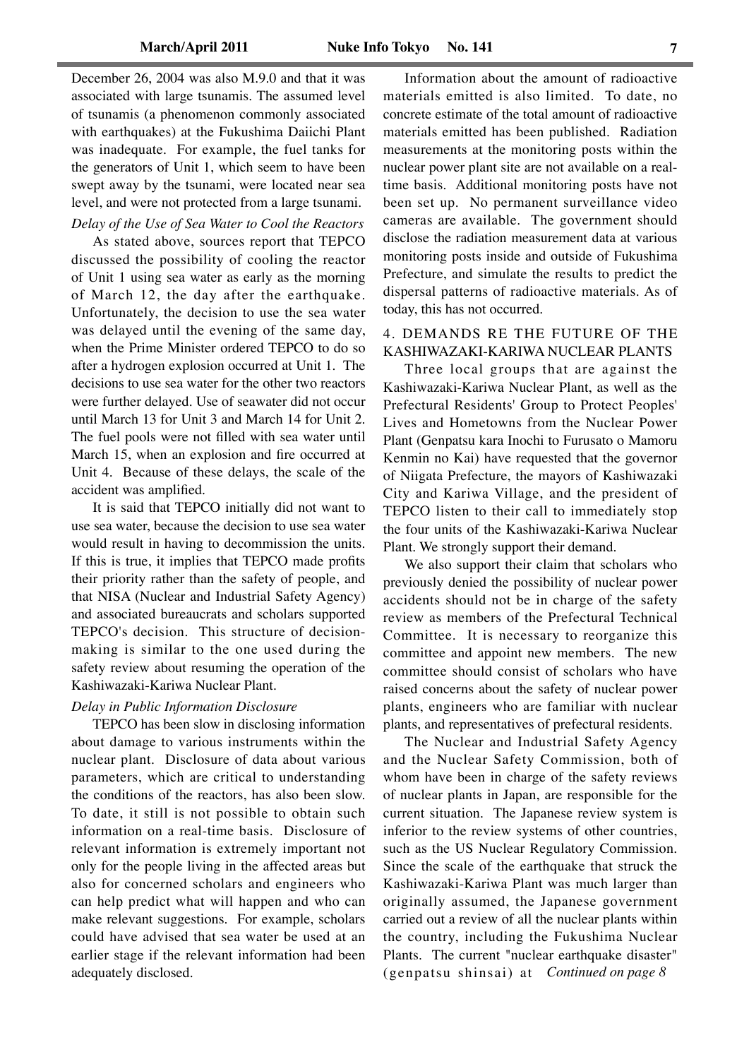December 26, 2004 was also M.9.0 and that it was associated with large tsunamis. The assumed level of tsunamis (a phenomenon commonly associated with earthquakes) at the Fukushima Daiichi Plant was inadequate. For example, the fuel tanks for the generators of Unit 1, which seem to have been swept away by the tsunami, were located near sea level, and were not protected from a large tsunami.

*Delay of the Use of Sea Water to Cool the Reactors*

As stated above, sources report that TEPCO discussed the possibility of cooling the reactor of Unit 1 using sea water as early as the morning of March 12, the day after the earthquake. Unfortunately, the decision to use the sea water was delayed until the evening of the same day, when the Prime Minister ordered TEPCO to do so after a hydrogen explosion occurred at Unit 1. The decisions to use sea water for the other two reactors were further delayed. Use of seawater did not occur until March 13 for Unit 3 and March 14 for Unit 2. The fuel pools were not filled with sea water until March 15, when an explosion and fire occurred at Unit 4. Because of these delays, the scale of the accident was amplified.

It is said that TEPCO initially did not want to use sea water, because the decision to use sea water would result in having to decommission the units. If this is true, it implies that TEPCO made profits their priority rather than the safety of people, and that NISA (Nuclear and Industrial Safety Agency) and associated bureaucrats and scholars supported TEPCO's decision. This structure of decision-making is similar to the one used during the safety review about resuming the operation of the Kashiwazaki-Kariwa Nuclear Plant.

*Delay in Public Information Disclosure*

TEPCO has been slow in disclosing information about damage to various instruments within the nuclear plant. Disclosure of data about various parameters, which are critical to understanding the conditions of the reactors, has also been slow. To date, it still is not possible to obtain such information on a real-time basis. Disclosure of relevant information is extremely important not only for the people living in the affected areas but also for concerned scholars and engineers who can help predict what will happen and who can make relevant suggestions. For example, scholars could have advised that sea water be used at an earlier stage if the relevant information had been adequately disclosed.

Information about the amount of radioactive materials emitted is also limited. To date, no concrete estimate of the total amount of radioactive materials emitted has been published. Radiation measurements at the monitoring posts within the nuclear power plant site are not available on a real-time basis. Additional monitoring posts have not been set up. No permanent surveillance video cameras are available. The government should disclose the radiation measurement data at various monitoring posts inside and outside of Fukushima Prefecture, and simulate the results to predict the dispersal patterns of radioactive materials. As of today, this has not occurred.

## 4. DEMANDS RE THE FUTURE OF THE KASHIWAZAKI-KARIWA NUCLEAR PLANTS

Three local groups that are against the Kashiwazaki-Kariwa Nuclear Plant, as well as the Prefectural Residents' Group to Protect Peoples' Lives and Hometowns from the Nuclear Power Plant (Genpatsu kara Inochi to Furusato o Mamoru Kenmin no Kai) have requested that the governor of Niigata Prefecture, the mayors of Kashiwazaki City and Kariwa Village, and the president of TEPCO listen to their call to immediately stop the four units of the Kashiwazaki-Kariwa Nuclear Plant. We strongly support their demand.

We also support their claim that scholars who previously denied the possibility of nuclear power accidents should not be in charge of the safety review as members of the Prefectural Technical Committee. It is necessary to reorganize this committee and appoint new members. The new committee should consist of scholars who have raised concerns about the safety of nuclear power plants, engineers who are familiar with nuclear plants, and representatives of prefectural residents.

The Nuclear and Industrial Safety Agency and the Nuclear Safety Commission, both of whom have been in charge of the safety reviews of nuclear plants in Japan, are responsible for the current situation. The Japanese review system is inferior to the review systems of other countries, such as the US Nuclear Regulatory Commission. Since the scale of the earthquake that struck the Kashiwazaki-Kariwa Plant was much larger than originally assumed, the Japanese government carried out a review of all the nuclear plants within the country, including the Fukushima Nuclear Plants. The current "nuclear earthquake disaster" (genpatsu shinsai) at *Continued on page 8*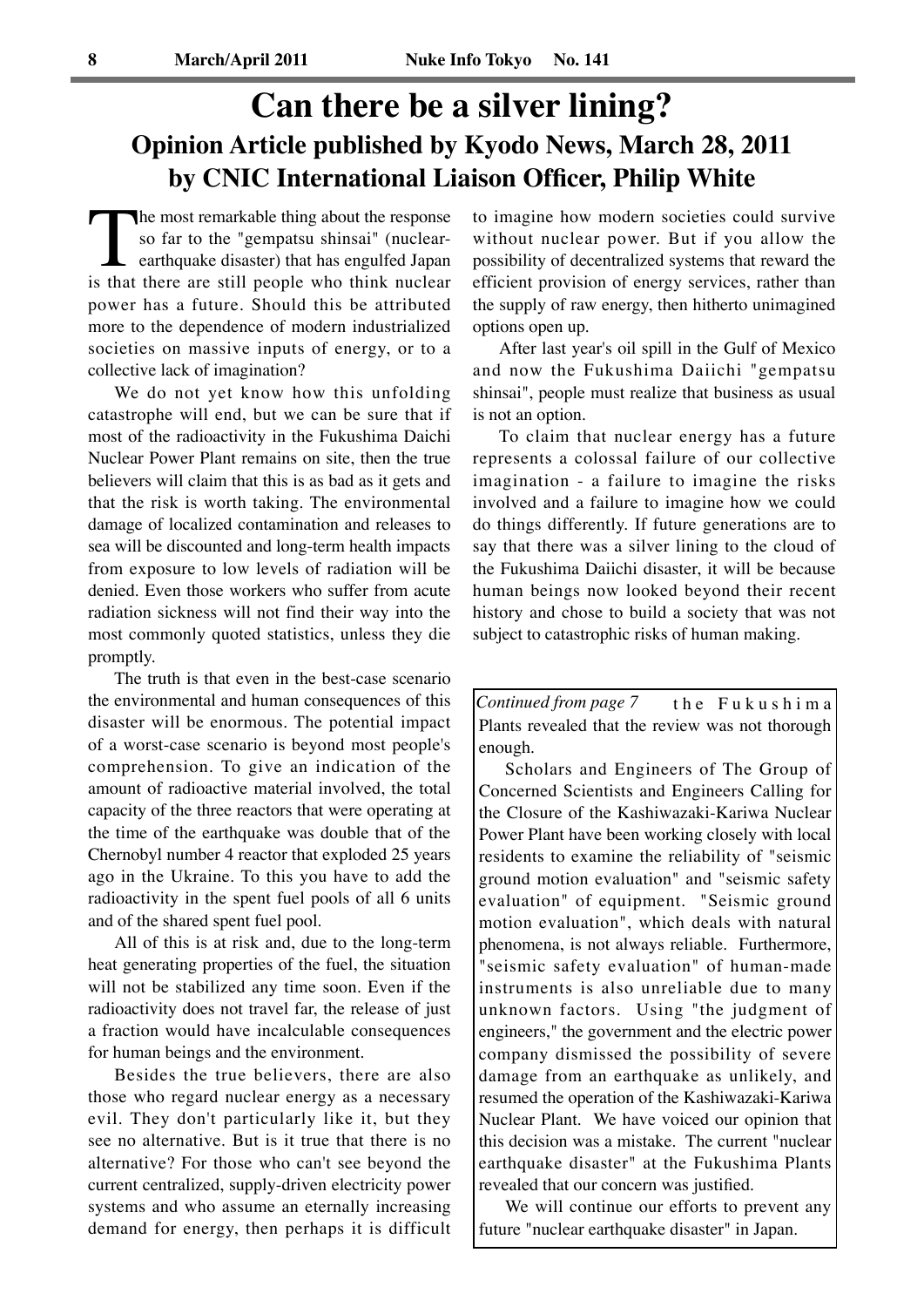# Can there be a silver lining?

## Opinion Article published by Kyodo News, March 28, 2011 by CNIC International Liaison Officer, Philip White

The most remarkable thing about the response so far to the "gempatsu shinsai" (nuclear-earthquake disaster) that has engulfed Japan is that there are still people who think nuclear power has a future. Should this be attributed more to the dependence of modern industrialized societies on massive inputs of energy, or to a collective lack of imagination?

We do not yet know how this unfolding catastrophe will end, but we can be sure that if most of the radioactivity in the Fukushima Daichi Nuclear Power Plant remains on site, then the true believers will claim that this is as bad as it gets and that the risk is worth taking. The environmental damage of localized contamination and releases to sea will be discounted and long-term health impacts from exposure to low levels of radiation will be denied. Even those workers who suffer from acute radiation sickness will not find their way into the most commonly quoted statistics, unless they die promptly.

The truth is that even in the best-case scenario the environmental and human consequences of this disaster will be enormous. The potential impact of a worst-case scenario is beyond most people's comprehension. To give an indication of the amount of radioactive material involved, the total capacity of the three reactors that were operating at the time of the earthquake was double that of the Chernobyl number 4 reactor that exploded 25 years ago in the Ukraine. To this you have to add the radioactivity in the spent fuel pools of all 6 units and of the shared spent fuel pool.

All of this is at risk and, due to the long-term heat generating properties of the fuel, the situation will not be stabilized any time soon. Even if the radioactivity does not travel far, the release of just a fraction would have incalculable consequences for human beings and the environment.

Besides the true believers, there are also those who regard nuclear energy as a necessary evil. They don't particularly like it, but they see no alternative. But is it true that there is no alternative? For those who can't see beyond the current centralized, supply-driven electricity power systems and who assume an eternally increasing demand for energy, then perhaps it is difficult to imagine how modern societies could survive without nuclear power. But if you allow the possibility of decentralized systems that reward the efficient provision of energy services, rather than the supply of raw energy, then hitherto unimagined options open up.

After last year's oil spill in the Gulf of Mexico and now the Fukushima Daiichi "gempatsu shinsai", people must realize that business as usual is not an option.

To claim that nuclear energy has a future represents a colossal failure of our collective imagination - a failure to imagine the risks involved and a failure to imagine how we could do things differently. If future generations are to say that there was a silver lining to the cloud of the Fukushima Daiichi disaster, it will be because human beings now looked beyond their recent history and chose to build a society that was not subject to catastrophic risks of human making.

---

*Continued from page 7* the Fukushima Plants revealed that the review was not thorough enough.

Scholars and Engineers of The Group of Concerned Scientists and Engineers Calling for the Closure of the Kashiwazaki-Kariwa Nuclear Power Plant have been working closely with local residents to examine the reliability of "seismic ground motion evaluation" and "seismic safety evaluation" of equipment. "Seismic ground motion evaluation", which deals with natural phenomena, is not always reliable. Furthermore, "seismic safety evaluation" of human-made instruments is also unreliable due to many unknown factors. Using "the judgment of engineers," the government and the electric power company dismissed the possibility of severe damage from an earthquake as unlikely, and resumed the operation of the Kashiwazaki-Kariwa Nuclear Plant. We have voiced our opinion that this decision was a mistake. The current "nuclear earthquake disaster" at the Fukushima Plants revealed that our concern was justified.

We will continue our efforts to prevent any future "nuclear earthquake disaster" in Japan.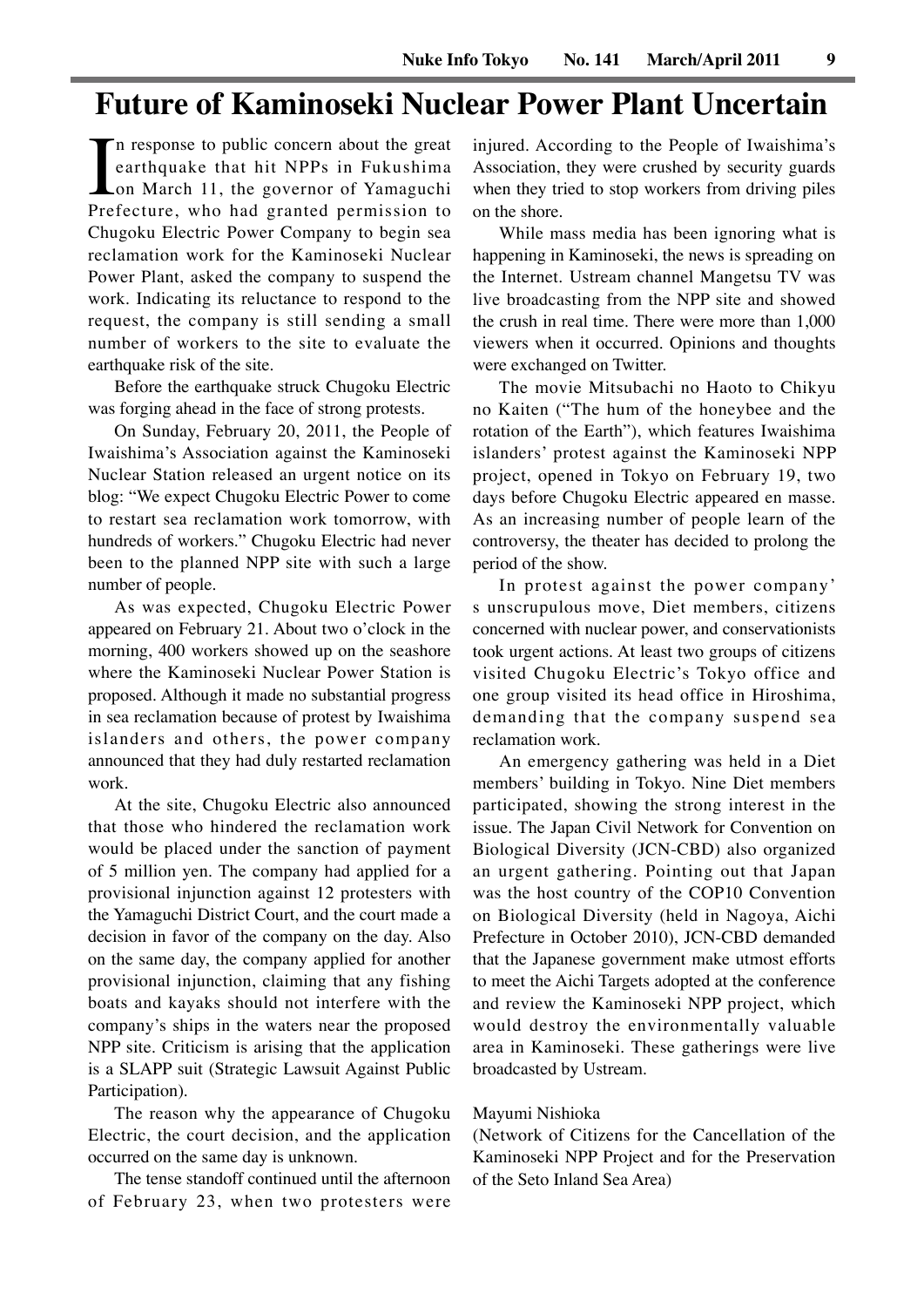# Future of Kaminoseki Nuclear Power Plant Uncertain

In response to public concern about the great earthquake that hit NPPs in Fukushima on March 11, the governor of Yamaguchi Prefecture, who had granted permission to Chugoku Electric Power Company to begin sea reclamation work for the Kaminoseki Nuclear Power Plant, asked the company to suspend the work. Indicating its reluctance to respond to the request, the company is still sending a small number of workers to the site to evaluate the earthquake risk of the site.

Before the earthquake struck Chugoku Electric was forging ahead in the face of strong protests.

On Sunday, February 20, 2011, the People of Iwaishima's Association against the Kaminoseki Nuclear Station released an urgent notice on its blog: "We expect Chugoku Electric Power to come to restart sea reclamation work tomorrow, with hundreds of workers." Chugoku Electric had never been to the planned NPP site with such a large number of people.

As was expected, Chugoku Electric Power appeared on February 21. About two o'clock in the morning, 400 workers showed up on the seashore where the Kaminoseki Nuclear Power Station is proposed. Although it made no substantial progress in sea reclamation because of protest by Iwaishima islanders and others, the power company announced that they had duly restarted reclamation work.

At the site, Chugoku Electric also announced that those who hindered the reclamation work would be placed under the sanction of payment of 5 million yen. The company had applied for a provisional injunction against 12 protesters with the Yamaguchi District Court, and the court made a decision in favor of the company on the day. Also on the same day, the company applied for another provisional injunction, claiming that any fishing boats and kayaks should not interfere with the company's ships in the waters near the proposed NPP site. Criticism is arising that the application is a SLAPP suit (Strategic Lawsuit Against Public Participation).

The reason why the appearance of Chugoku Electric, the court decision, and the application occurred on the same day is unknown.

The tense standoff continued until the afternoon of February 23, when two protesters were injured. According to the People of Iwaishima's Association, they were crushed by security guards when they tried to stop workers from driving piles on the shore.

While mass media has been ignoring what is happening in Kaminoseki, the news is spreading on the Internet. Ustream channel Mangetsu TV was live broadcasting from the NPP site and showed the crush in real time. There were more than 1,000 viewers when it occurred. Opinions and thoughts were exchanged on Twitter.

The movie Mitsubachi no Haoto to Chikyu no Kaiten ("The hum of the honeybee and the rotation of the Earth"), which features Iwaishima islanders' protest against the Kaminoseki NPP project, opened in Tokyo on February 19, two days before Chugoku Electric appeared en masse. As an increasing number of people learn of the controversy, the theater has decided to prolong the period of the show.

In protest against the power company's unscrupulous move, Diet members, citizens concerned with nuclear power, and conservationists took urgent actions. At least two groups of citizens visited Chugoku Electric's Tokyo office and one group visited its head office in Hiroshima, demanding that the company suspend sea reclamation work.

An emergency gathering was held in a Diet members' building in Tokyo. Nine Diet members participated, showing the strong interest in the issue. The Japan Civil Network for Convention on Biological Diversity (JCN-CBD) also organized an urgent gathering. Pointing out that Japan was the host country of the COP10 Convention on Biological Diversity (held in Nagoya, Aichi Prefecture in October 2010), JCN-CBD demanded that the Japanese government make utmost efforts to meet the Aichi Targets adopted at the conference and review the Kaminoseki NPP project, which would destroy the environmentally valuable area in Kaminoseki. These gatherings were live broadcasted by Ustream.

Mayumi Nishioka
(Network of Citizens for the Cancellation of the Kaminoseki NPP Project and for the Preservation of the Seto Inland Sea Area)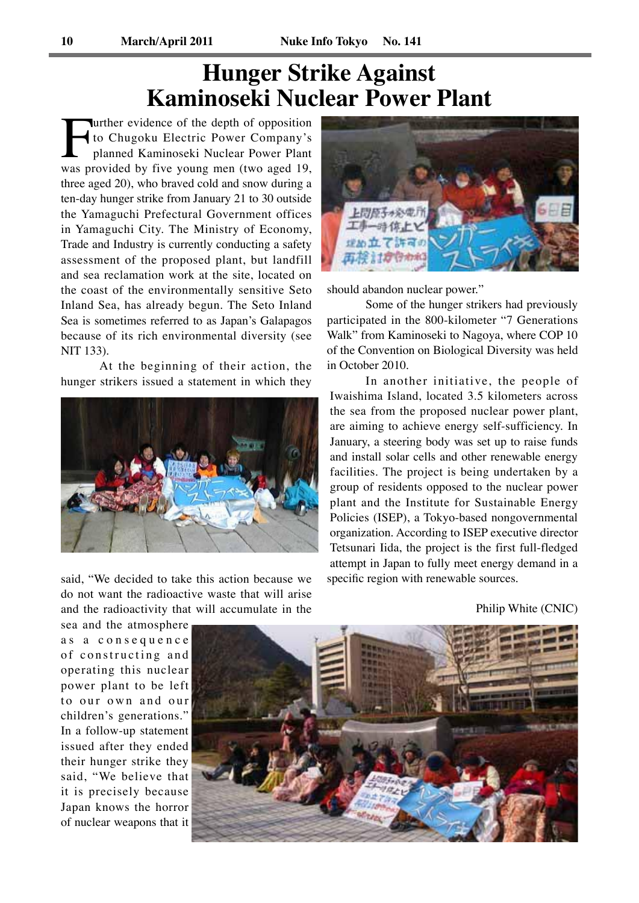# Hunger Strike Against Kaminoseki Nuclear Power Plant

Further evidence of the depth of opposition to Chugoku Electric Power Company's planned Kaminoseki Nuclear Power Plant was provided by five young men (two aged 19, three aged 20), who braved cold and snow during a ten-day hunger strike from January 21 to 30 outside the Yamaguchi Prefectural Government offices in Yamaguchi City. The Ministry of Economy, Trade and Industry is currently conducting a safety assessment of the proposed plant, but landfill and sea reclamation work at the site, located on the coast of the environmentally sensitive Seto Inland Sea, has already begun. The Seto Inland Sea is sometimes referred to as Japan's Galapagos because of its rich environmental diversity (see NIT 133).

At the beginning of their action, the hunger strikers issued a statement in which they said, "We decided to take this action because we do not want the radioactive waste that will arise and the radioactivity that will accumulate in the sea and the atmosphere as a consequence of constructing and operating this nuclear power plant to be left to our own and our children's generations." In a follow-up statement issued after they ended their hunger strike they said, "We believe that it is precisely because Japan knows the horror of nuclear weapons that it should abandon nuclear power."

Some of the hunger strikers had previously participated in the 800-kilometer "7 Generations Walk" from Kaminoseki to Nagoya, where COP 10 of the Convention on Biological Diversity was held in October 2010.

In another initiative, the people of Iwaishima Island, located 3.5 kilometers across the sea from the proposed nuclear power plant, are aiming to achieve energy self-sufficiency. In January, a steering body was set up to raise funds and install solar cells and other renewable energy facilities. The project is being undertaken by a group of residents opposed to the nuclear power plant and the Institute for Sustainable Energy Policies (ISEP), a Tokyo-based nongovernmental organization. According to ISEP executive director Tetsunari Iida, the project is the first full-fledged attempt in Japan to fully meet energy demand in a specific region with renewable sources.

Philip White (CNIC)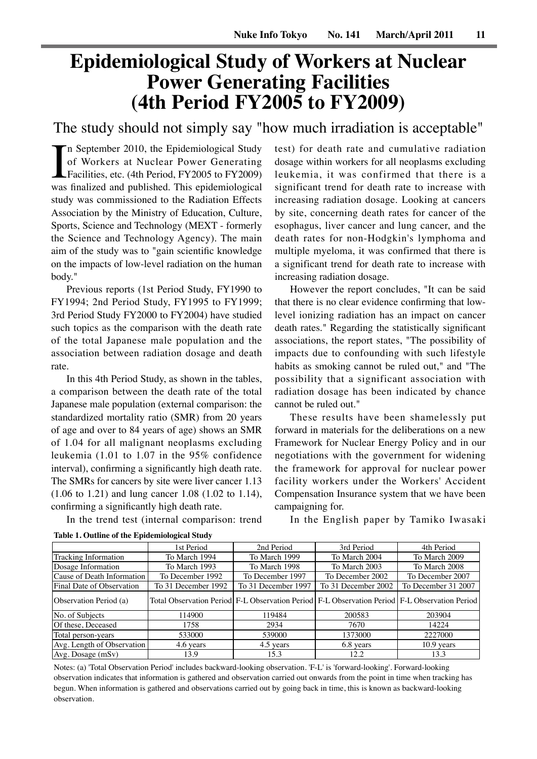# Epidemiological Study of Workers at Nuclear Power Generating Facilities (4th Period FY2005 to FY2009)

## The study should not simply say "how much irradiation is acceptable"

In September 2010, the Epidemiological Study of Workers at Nuclear Power Generating Facilities, etc. (4th Period, FY2005 to FY2009) was finalized and published. This epidemiological study was commissioned to the Radiation Effects Association by the Ministry of Education, Culture, Sports, Science and Technology (MEXT - formerly the Science and Technology Agency). The main aim of the study was to "gain scientific knowledge on the impacts of low-level radiation on the human body."

Previous reports (1st Period Study, FY1990 to FY1994; 2nd Period Study, FY1995 to FY1999; 3rd Period Study FY2000 to FY2004) have studied such topics as the comparison with the death rate of the total Japanese male population and the association between radiation dosage and death rate.

In this 4th Period Study, as shown in the tables, a comparison between the death rate of the total Japanese male population (external comparison: the standardized mortality ratio (SMR) from 20 years of age and over to 84 years of age) shows an SMR of 1.04 for all malignant neoplasms excluding leukemia (1.01 to 1.07 in the 95% confidence interval), confirming a significantly high death rate. The SMRs for cancers by site were liver cancer 1.13 (1.06 to 1.21) and lung cancer 1.08 (1.02 to 1.14), confirming a significantly high death rate.

In the trend test (internal comparison: trend test) for death rate and cumulative radiation dosage within workers for all neoplasms excluding leukemia, it was confirmed that there is a significant trend for death rate to increase with increasing radiation dosage. Looking at cancers by site, concerning death rates for cancer of the esophagus, liver cancer and lung cancer, and the death rates for non-Hodgkin's lymphoma and multiple myeloma, it was confirmed that there is a significant trend for death rate to increase with increasing radiation dosage.

However the report concludes, "It can be said that there is no clear evidence confirming that low-level ionizing radiation has an impact on cancer death rates." Regarding the statistically significant associations, the report states, "The possibility of impacts due to confounding with such lifestyle habits as smoking cannot be ruled out," and "The possibility that a significant association with radiation dosage has been indicated by chance cannot be ruled out."

These results have been shamelessly put forward in materials for the deliberations on a new Framework for Nuclear Energy Policy and in our negotiations with the government for widening the framework for approval for nuclear power facility workers under the Workers' Accident Compensation Insurance system that we have been campaigning for.

In the English paper by Tamiko Iwasaki

**Table 1. Outline of the Epidemiological Study**

| | 1st Period | 2nd Period | 3rd Period | 4th Period |
|---|---|---|---|---|
| Tracking Information | To March 1994 | To March 1999 | To March 2004 | To March 2009 |
| Dosage Information | To March 1993 | To March 1998 | To March 2003 | To March 2008 |
| Cause of Death Information | To December 1992 | To December 1997 | To December 2002 | To December 2007 |
| Final Date of Observation | To 31 December 1992 | To 31 December 1997 | To 31 December 2002 | To December 31 2007 |
| Observation Period (a) | Total Observation Period | F-L Observation Period | F-L Observation Period | F-L Observation Period |
| No. of Subjects | 114900 | 119484 | 200583 | 203904 |
| Of these, Deceased | 1758 | 2934 | 7670 | 14224 |
| Total person-years | 533000 | 539000 | 1373000 | 2227000 |
| Avg. Length of Observation | 4.6 years | 4.5 years | 6.8 years | 10.9 years |
| Avg. Dosage (mSv) | 13.9 | 15.3 | 12.2 | 13.3 |

Notes: (a) 'Total Observation Period' includes backward-looking observation. 'F-L' is 'forward-looking'. Forward-looking observation indicates that information is gathered and observation carried out onwards from the point in time when tracking has begun. When information is gathered and observations carried out by going back in time, this is known as backward-looking observation.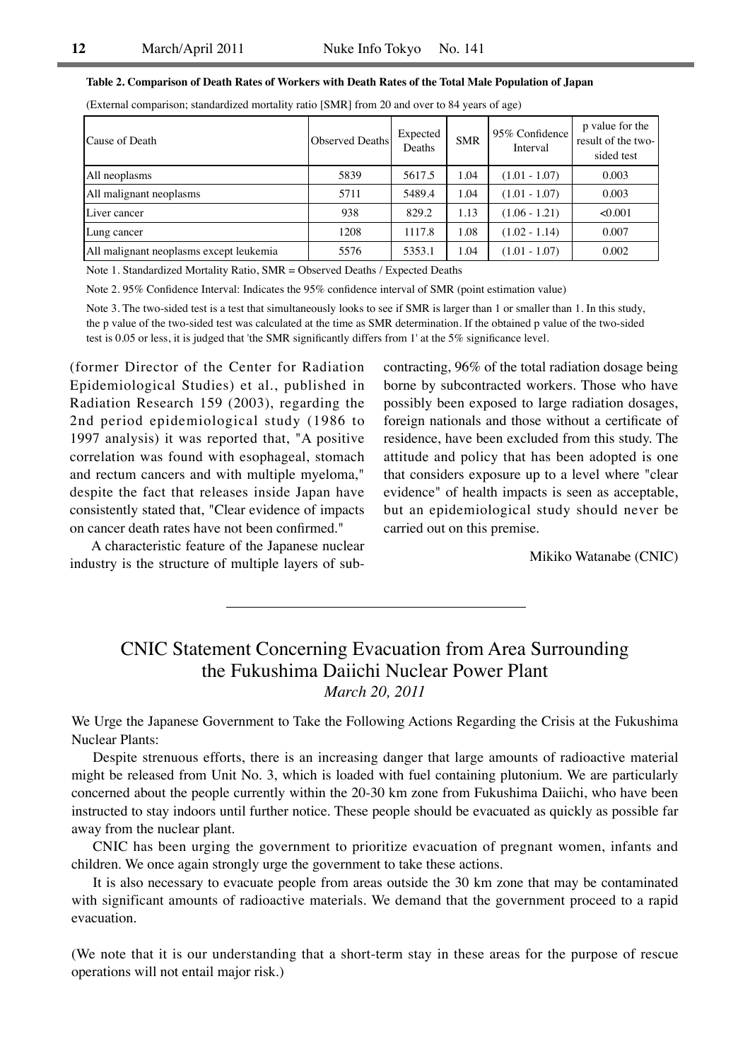**Table 2. Comparison of Death Rates of Workers with Death Rates of the Total Male Population of Japan**

(External comparison; standardized mortality ratio [SMR] from 20 and over to 84 years of age)

| Cause of Death | Observed Deaths | Expected Deaths | SMR | 95% Confidence Interval | p value for the result of the two-sided test |
|---|---|---|---|---|---|
| All neoplasms | 5839 | 5617.5 | 1.04 | (1.01 - 1.07) | 0.003 |
| All malignant neoplasms | 5711 | 5489.4 | 1.04 | (1.01 - 1.07) | 0.003 |
| Liver cancer | 938 | 829.2 | 1.13 | (1.06 - 1.21) | <0.001 |
| Lung cancer | 1208 | 1117.8 | 1.08 | (1.02 - 1.14) | 0.007 |
| All malignant neoplasms except leukemia | 5576 | 5353.1 | 1.04 | (1.01 - 1.07) | 0.002 |

Note 1. Standardized Mortality Ratio, SMR = Observed Deaths / Expected Deaths

Note 2. 95% Confidence Interval: Indicates the 95% confidence interval of SMR (point estimation value)

Note 3. The two-sided test is a test that simultaneously looks to see if SMR is larger than 1 or smaller than 1. In this study, the p value of the two-sided test was calculated at the time as SMR determination. If the obtained p value of the two-sided test is 0.05 or less, it is judged that 'the SMR significantly differs from 1' at the 5% significance level.

(former Director of the Center for Radiation Epidemiological Studies) et al., published in Radiation Research 159 (2003), regarding the 2nd period epidemiological study (1986 to 1997 analysis) it was reported that, "A positive correlation was found with esophageal, stomach and rectum cancers and with multiple myeloma," despite the fact that releases inside Japan have consistently stated that, "Clear evidence of impacts on cancer death rates have not been confirmed."

A characteristic feature of the Japanese nuclear industry is the structure of multiple layers of subcontracting, 96% of the total radiation dosage being borne by subcontracted workers. Those who have possibly been exposed to large radiation dosages, foreign nationals and those without a certificate of residence, have been excluded from this study. The attitude and policy that has been adopted is one that considers exposure up to a level where "clear evidence" of health impacts is seen as acceptable, but an epidemiological study should never be carried out on this premise.

Mikiko Watanabe (CNIC)

---

# CNIC Statement Concerning Evacuation from Area Surrounding the Fukushima Daiichi Nuclear Power Plant

*March 20, 2011*

We Urge the Japanese Government to Take the Following Actions Regarding the Crisis at the Fukushima Nuclear Plants:

Despite strenuous efforts, there is an increasing danger that large amounts of radioactive material might be released from Unit No. 3, which is loaded with fuel containing plutonium. We are particularly concerned about the people currently within the 20-30 km zone from Fukushima Daiichi, who have been instructed to stay indoors until further notice. These people should be evacuated as quickly as possible far away from the nuclear plant.

CNIC has been urging the government to prioritize evacuation of pregnant women, infants and children. We once again strongly urge the government to take these actions.

It is also necessary to evacuate people from areas outside the 30 km zone that may be contaminated with significant amounts of radioactive materials. We demand that the government proceed to a rapid evacuation.

(We note that it is our understanding that a short-term stay in these areas for the purpose of rescue operations will not entail major risk.)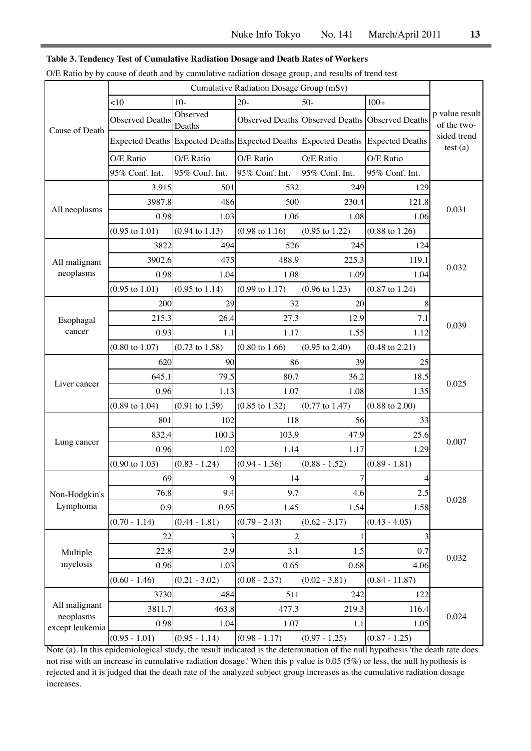**Table 3. Tendency Test of Cumulative Radiation Dosage and Death Rates of Workers**

O/E Ratio by by cause of death and by cumulative radiation dosage group, and results of trend test

| Cause of Death | Cumulative Radiation Dosage Group (mSv) | | | | | p value result of the two-sided trend test (a) |
|---|---|---|---|---|---|---|
| | <10 | 10- | 20- | 50- | 100+ | |
| | Observed Deaths | Observed Deaths | Observed Deaths | Observed Deaths | Observed Deaths | |
| | Expected Deaths | Expected Deaths | Expected Deaths | Expected Deaths | Expected Deaths | |
| | O/E Ratio | O/E Ratio | O/E Ratio | O/E Ratio | O/E Ratio | |
| | 95% Conf. Int. | 95% Conf. Int. | 95% Conf. Int. | 95% Conf. Int. | 95% Conf. Int. | |
| All neoplasms | 3.915 | 501 | 532 | 249 | 129 | 0.031 |
| | 3987.8 | 486 | 500 | 230.4 | 121.8 | |
| | 0.98 | 1.03 | 1.06 | 1.08 | 1.06 | |
| | (0.95 to 1.01) | (0.94 to 1.13) | (0.98 to 1.16) | (0.95 to 1.22) | (0.88 to 1.26) | |
| All malignant neoplasms | 3822 | 494 | 526 | 245 | 124 | 0.032 |
| | 3902.6 | 475 | 488.9 | 225.3 | 119.1 | |
| | 0.98 | 1.04 | 1.08 | 1.09 | 1.04 | |
| | (0.95 to 1.01) | (0.95 to 1.14) | (0.99 to 1.17) | (0.96 to 1.23) | (0.87 to 1.24) | |
| Esophagal cancer | 200 | 29 | 32 | 20 | 8 | 0.039 |
| | 215.3 | 26.4 | 27.3 | 12.9 | 7.1 | |
| | 0.93 | 1.1 | 1.17 | 1.55 | 1.12 | |
| | (0.80 to 1.07) | (0.73 to 1.58) | (0.80 to 1.66) | (0.95 to 2.40) | (0.48 to 2.21) | |
| Liver cancer | 620 | 90 | 86 | 39 | 25 | 0.025 |
| | 645.1 | 79.5 | 80.7 | 36.2 | 18.5 | |
| | 0.96 | 1.13 | 1.07 | 1.08 | 1.35 | |
| | (0.89 to 1.04) | (0.91 to 1.39) | (0.85 to 1.32) | (0.77 to 1.47) | (0.88 to 2.00) | |
| Lung cancer | 801 | 102 | 118 | 56 | 33 | 0.007 |
| | 832.4 | 100.3 | 103.9 | 47.9 | 25.6 | |
| | 0.96 | 1.02 | 1.14 | 1.17 | 1.29 | |
| | (0.90 to 1.03) | (0.83 - 1.24) | (0.94 - 1.36) | (0.88 - 1.52) | (0.89 - 1.81) | |
| Non-Hodgkin's Lymphoma | 69 | 9 | 14 | 7 | 4 | 0.028 |
| | 76.8 | 9.4 | 9.7 | 4.6 | 2.5 | |
| | 0.9 | 0.95 | 1.45 | 1.54 | 1.58 | |
| | (0.70 - 1.14) | (0.44 - 1.81) | (0.79 - 2.43) | (0.62 - 3.17) | (0.43 - 4.05) | |
| Multiple myelosis | 22 | 3 | 2 | 1 | 3 | 0.032 |
| | 22.8 | 2.9 | 3.1 | 1.5 | 0.7 | |
| | 0.96 | 1.03 | 0.65 | 0.68 | 4.06 | |
| | (0.60 - 1.46) | (0.21 - 3.02) | (0.08 - 2.37) | (0.02 - 3.81) | (0.84 - 11.87) | |
| All malignant neoplasms except leukemia | 3730 | 484 | 511 | 242 | 122 | 0.024 |
| | 3811.7 | 463.8 | 477.3 | 219.3 | 116.4 | |
| | 0.98 | 1.04 | 1.07 | 1.1 | 1.05 | |
| | (0.95 - 1.01) | (0.95 - 1.14) | (0.98 - 1.17) | (0.97 - 1.25) | (0.87 - 1.25) | |

Note (a). In this epidemiological study, the result indicated is the determination of the null hypothesis 'the death rate does not rise with an increase in cumulative radiation dosage.' When this p value is 0.05 (5%) or less, the null hypothesis is rejected and it is judged that the death rate of the analyzed subject group increases as the cumulative radiation dosage increases.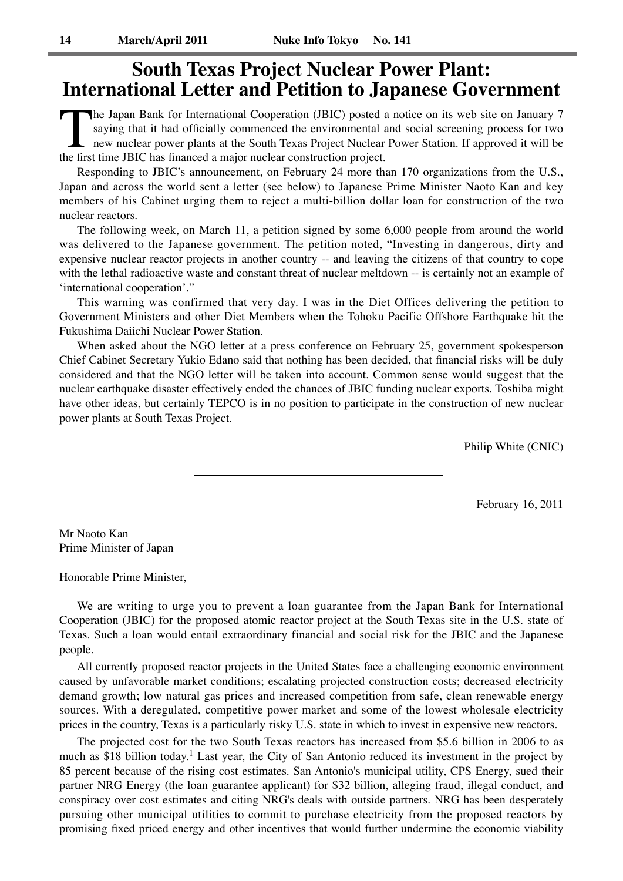# South Texas Project Nuclear Power Plant: International Letter and Petition to Japanese Government

The Japan Bank for International Cooperation (JBIC) posted a notice on its web site on January 7 saying that it had officially commenced the environmental and social screening process for two new nuclear power plants at the South Texas Project Nuclear Power Station. If approved it will be the first time JBIC has financed a major nuclear construction project.

Responding to JBIC's announcement, on February 24 more than 170 organizations from the U.S., Japan and across the world sent a letter (see below) to Japanese Prime Minister Naoto Kan and key members of his Cabinet urging them to reject a multi-billion dollar loan for construction of the two nuclear reactors.

The following week, on March 11, a petition signed by some 6,000 people from around the world was delivered to the Japanese government. The petition noted, "Investing in dangerous, dirty and expensive nuclear reactor projects in another country -- and leaving the citizens of that country to cope with the lethal radioactive waste and constant threat of nuclear meltdown -- is certainly not an example of 'international cooperation'."

This warning was confirmed that very day. I was in the Diet Offices delivering the petition to Government Ministers and other Diet Members when the Tohoku Pacific Offshore Earthquake hit the Fukushima Daiichi Nuclear Power Station.

When asked about the NGO letter at a press conference on February 25, government spokesperson Chief Cabinet Secretary Yukio Edano said that nothing has been decided, that financial risks will be duly considered and that the NGO letter will be taken into account. Common sense would suggest that the nuclear earthquake disaster effectively ended the chances of JBIC funding nuclear exports. Toshiba might have other ideas, but certainly TEPCO is in no position to participate in the construction of new nuclear power plants at South Texas Project.

Philip White (CNIC)

---

February 16, 2011

Mr Naoto Kan
Prime Minister of Japan

Honorable Prime Minister,

We are writing to urge you to prevent a loan guarantee from the Japan Bank for International Cooperation (JBIC) for the proposed atomic reactor project at the South Texas site in the U.S. state of Texas. Such a loan would entail extraordinary financial and social risk for the JBIC and the Japanese people.

All currently proposed reactor projects in the United States face a challenging economic environment caused by unfavorable market conditions; escalating projected construction costs; decreased electricity demand growth; low natural gas prices and increased competition from safe, clean renewable energy sources. With a deregulated, competitive power market and some of the lowest wholesale electricity prices in the country, Texas is a particularly risky U.S. state in which to invest in expensive new reactors.

The projected cost for the two South Texas reactors has increased from $5.6 billion in 2006 to as much as $18 billion today.[1] Last year, the City of San Antonio reduced its investment in the project by 85 percent because of the rising cost estimates. San Antonio's municipal utility, CPS Energy, sued their partner NRG Energy (the loan guarantee applicant) for $32 billion, alleging fraud, illegal conduct, and conspiracy over cost estimates and citing NRG's deals with outside partners. NRG has been desperately pursuing other municipal utilities to commit to purchase electricity from the proposed reactors by promising fixed priced energy and other incentives that would further undermine the economic viability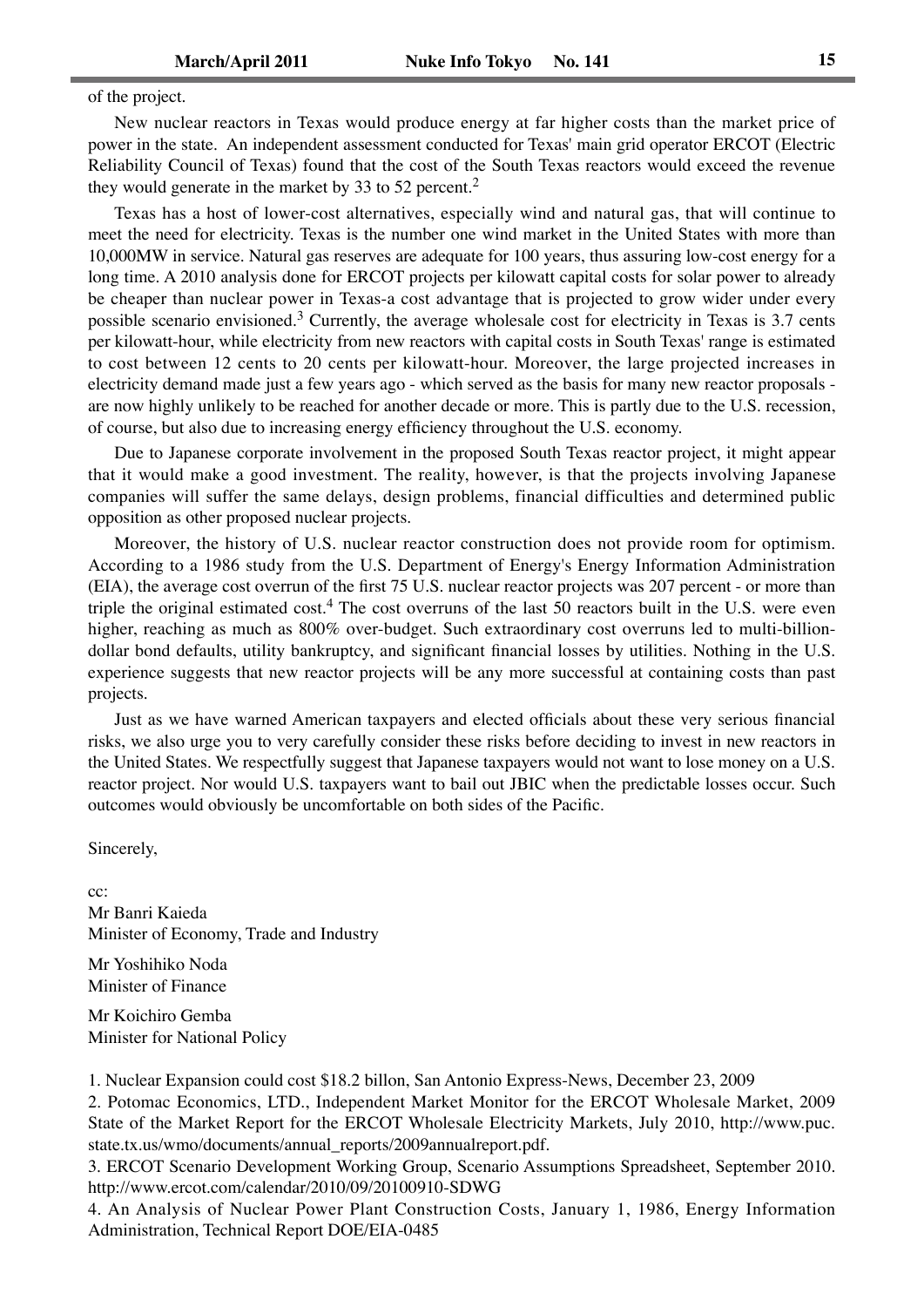of the project.

New nuclear reactors in Texas would produce energy at far higher costs than the market price of power in the state. An independent assessment conducted for Texas' main grid operator ERCOT (Electric Reliability Council of Texas) found that the cost of the South Texas reactors would exceed the revenue they would generate in the market by 33 to 52 percent.[2]

Texas has a host of lower-cost alternatives, especially wind and natural gas, that will continue to meet the need for electricity. Texas is the number one wind market in the United States with more than 10,000MW in service. Natural gas reserves are adequate for 100 years, thus assuring low-cost energy for a long time. A 2010 analysis done for ERCOT projects per kilowatt capital costs for solar power to already be cheaper than nuclear power in Texas-a cost advantage that is projected to grow wider under every possible scenario envisioned.[3] Currently, the average wholesale cost for electricity in Texas is 3.7 cents per kilowatt-hour, while electricity from new reactors with capital costs in South Texas' range is estimated to cost between 12 cents to 20 cents per kilowatt-hour. Moreover, the large projected increases in electricity demand made just a few years ago - which served as the basis for many new reactor proposals - are now highly unlikely to be reached for another decade or more. This is partly due to the U.S. recession, of course, but also due to increasing energy efficiency throughout the U.S. economy.

Due to Japanese corporate involvement in the proposed South Texas reactor project, it might appear that it would make a good investment. The reality, however, is that the projects involving Japanese companies will suffer the same delays, design problems, financial difficulties and determined public opposition as other proposed nuclear projects.

Moreover, the history of U.S. nuclear reactor construction does not provide room for optimism. According to a 1986 study from the U.S. Department of Energy's Energy Information Administration (EIA), the average cost overrun of the first 75 U.S. nuclear reactor projects was 207 percent - or more than triple the original estimated cost.[4] The cost overruns of the last 50 reactors built in the U.S. were even higher, reaching as much as 800% over-budget. Such extraordinary cost overruns led to multi-billion-dollar bond defaults, utility bankruptcy, and significant financial losses by utilities. Nothing in the U.S. experience suggests that new reactor projects will be any more successful at containing costs than past projects.

Just as we have warned American taxpayers and elected officials about these very serious financial risks, we also urge you to very carefully consider these risks before deciding to invest in new reactors in the United States. We respectfully suggest that Japanese taxpayers would not want to lose money on a U.S. reactor project. Nor would U.S. taxpayers want to bail out JBIC when the predictable losses occur. Such outcomes would obviously be uncomfortable on both sides of the Pacific.

Sincerely,

cc:
Mr Banri Kaieda
Minister of Economy, Trade and Industry

Mr Yoshihiko Noda
Minister of Finance

Mr Koichiro Gemba
Minister for National Policy

1. Nuclear Expansion could cost $18.2 billon, San Antonio Express-News, December 23, 2009
2. Potomac Economics, LTD., Independent Market Monitor for the ERCOT Wholesale Market, 2009 State of the Market Report for the ERCOT Wholesale Electricity Markets, July 2010, http://www.puc.state.tx.us/wmo/documents/annual_reports/2009annualreport.pdf.
3. ERCOT Scenario Development Working Group, Scenario Assumptions Spreadsheet, September 2010. http://www.ercot.com/calendar/2010/09/20100910-SDWG
4. An Analysis of Nuclear Power Plant Construction Costs, January 1, 1986, Energy Information Administration, Technical Report DOE/EIA-0485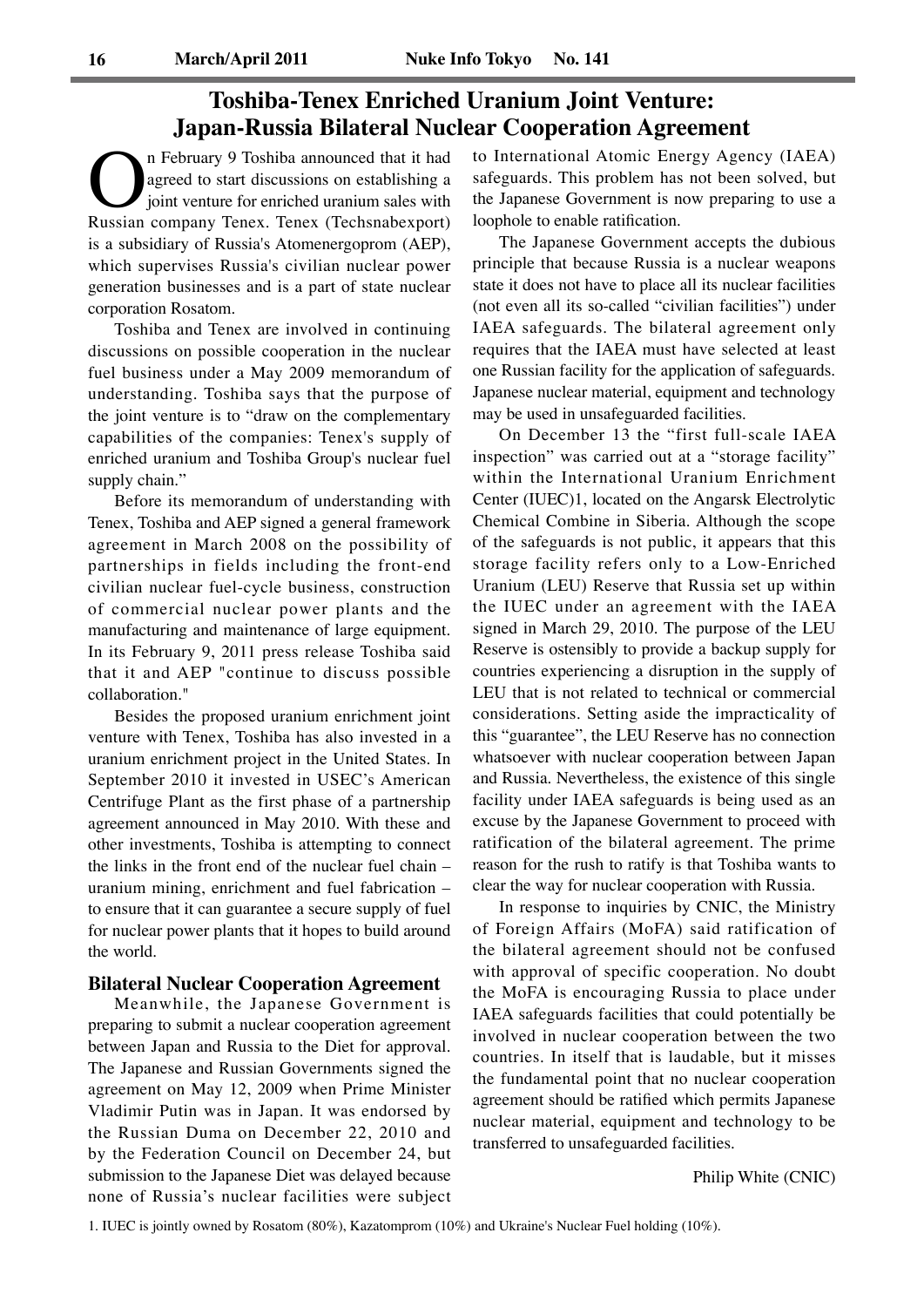# Toshiba-Tenex Enriched Uranium Joint Venture: Japan-Russia Bilateral Nuclear Cooperation Agreement

On February 9 Toshiba announced that it had agreed to start discussions on establishing a joint venture for enriched uranium sales with Russian company Tenex. Tenex (Techsnabexport) is a subsidiary of Russia's Atomenergoprom (AEP), which supervises Russia's civilian nuclear power generation businesses and is a part of state nuclear corporation Rosatom.

Toshiba and Tenex are involved in continuing discussions on possible cooperation in the nuclear fuel business under a May 2009 memorandum of understanding. Toshiba says that the purpose of the joint venture is to "draw on the complementary capabilities of the companies: Tenex's supply of enriched uranium and Toshiba Group's nuclear fuel supply chain."

Before its memorandum of understanding with Tenex, Toshiba and AEP signed a general framework agreement in March 2008 on the possibility of partnerships in fields including the front-end civilian nuclear fuel-cycle business, construction of commercial nuclear power plants and the manufacturing and maintenance of large equipment. In its February 9, 2011 press release Toshiba said that it and AEP "continue to discuss possible collaboration."

Besides the proposed uranium enrichment joint venture with Tenex, Toshiba has also invested in a uranium enrichment project in the United States. In September 2010 it invested in USEC's American Centrifuge Plant as the first phase of a partnership agreement announced in May 2010. With these and other investments, Toshiba is attempting to connect the links in the front end of the nuclear fuel chain – uranium mining, enrichment and fuel fabrication – to ensure that it can guarantee a secure supply of fuel for nuclear power plants that it hopes to build around the world.

### Bilateral Nuclear Cooperation Agreement

Meanwhile, the Japanese Government is preparing to submit a nuclear cooperation agreement between Japan and Russia to the Diet for approval. The Japanese and Russian Governments signed the agreement on May 12, 2009 when Prime Minister Vladimir Putin was in Japan. It was endorsed by the Russian Duma on December 22, 2010 and by the Federation Council on December 24, but submission to the Japanese Diet was delayed because none of Russia's nuclear facilities were subject to International Atomic Energy Agency (IAEA) safeguards. This problem has not been solved, but the Japanese Government is now preparing to use a loophole to enable ratification.

The Japanese Government accepts the dubious principle that because Russia is a nuclear weapons state it does not have to place all its nuclear facilities (not even all its so-called "civilian facilities") under IAEA safeguards. The bilateral agreement only requires that the IAEA must have selected at least one Russian facility for the application of safeguards. Japanese nuclear material, equipment and technology may be used in unsafeguarded facilities.

On December 13 the "first full-scale IAEA inspection" was carried out at a "storage facility" within the International Uranium Enrichment Center (IUEC)1, located on the Angarsk Electrolytic Chemical Combine in Siberia. Although the scope of the safeguards is not public, it appears that this storage facility refers only to a Low-Enriched Uranium (LEU) Reserve that Russia set up within the IUEC under an agreement with the IAEA signed in March 29, 2010. The purpose of the LEU Reserve is ostensibly to provide a backup supply for countries experiencing a disruption in the supply of LEU that is not related to technical or commercial considerations. Setting aside the impracticality of this "guarantee", the LEU Reserve has no connection whatsoever with nuclear cooperation between Japan and Russia. Nevertheless, the existence of this single facility under IAEA safeguards is being used as an excuse by the Japanese Government to proceed with ratification of the bilateral agreement. The prime reason for the rush to ratify is that Toshiba wants to clear the way for nuclear cooperation with Russia.

In response to inquiries by CNIC, the Ministry of Foreign Affairs (MoFA) said ratification of the bilateral agreement should not be confused with approval of specific cooperation. No doubt the MoFA is encouraging Russia to place under IAEA safeguards facilities that could potentially be involved in nuclear cooperation between the two countries. In itself that is laudable, but it misses the fundamental point that no nuclear cooperation agreement should be ratified which permits Japanese nuclear material, equipment and technology to be transferred to unsafeguarded facilities.

Philip White (CNIC)

1. IUEC is jointly owned by Rosatom (80%), Kazatomprom (10%) and Ukraine's Nuclear Fuel holding (10%).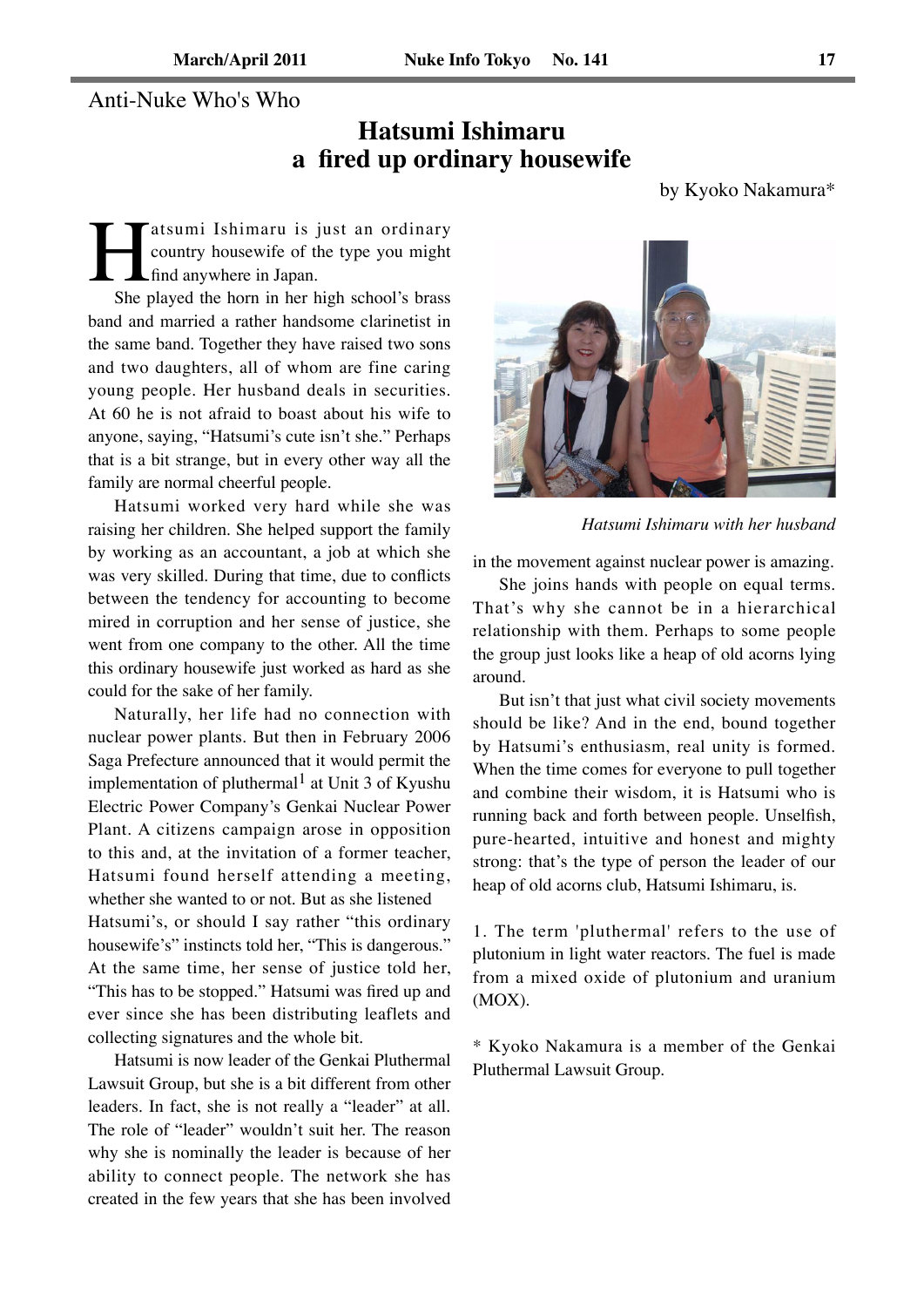Anti-Nuke Who's Who

# Hatsumi Ishimaru a fired up ordinary housewife

by Kyoko Nakamura*

Hatsumi Ishimaru is just an ordinary country housewife of the type you might find anywhere in Japan.

She played the horn in her high school's brass band and married a rather handsome clarinetist in the same band. Together they have raised two sons and two daughters, all of whom are fine caring young people. Her husband deals in securities. At 60 he is not afraid to boast about his wife to anyone, saying, "Hatsumi's cute isn't she." Perhaps that is a bit strange, but in every other way all the family are normal cheerful people.

Hatsumi worked very hard while she was raising her children. She helped support the family by working as an accountant, a job at which she was very skilled. During that time, due to conflicts between the tendency for accounting to become mired in corruption and her sense of justice, she went from one company to the other. All the time this ordinary housewife just worked as hard as she could for the sake of her family.

Naturally, her life had no connection with nuclear power plants. But then in February 2006 Saga Prefecture announced that it would permit the implementation of pluthermal[1] at Unit 3 of Kyushu Electric Power Company's Genkai Nuclear Power Plant. A citizens campaign arose in opposition to this and, at the invitation of a former teacher, Hatsumi found herself attending a meeting, whether she wanted to or not. But as she listened Hatsumi's, or should I say rather "this ordinary housewife's" instincts told her, "This is dangerous." At the same time, her sense of justice told her, "This has to be stopped." Hatsumi was fired up and ever since she has been distributing leaflets and collecting signatures and the whole bit.

Hatsumi is now leader of the Genkai Pluthermal Lawsuit Group, but she is a bit different from other leaders. In fact, she is not really a "leader" at all. The role of "leader" wouldn't suit her. The reason why she is nominally the leader is because of her ability to connect people. The network she has created in the few years that she has been involved in the movement against nuclear power is amazing.

*Hatsumi Ishimaru with her husband*

She joins hands with people on equal terms. That's why she cannot be in a hierarchical relationship with them. Perhaps to some people the group just looks like a heap of old acorns lying around.

But isn't that just what civil society movements should be like? And in the end, bound together by Hatsumi's enthusiasm, real unity is formed. When the time comes for everyone to pull together and combine their wisdom, it is Hatsumi who is running back and forth between people. Unselfish, pure-hearted, intuitive and honest and mighty strong: that's the type of person the leader of our heap of old acorns club, Hatsumi Ishimaru, is.

1. The term 'pluthermal' refers to the use of plutonium in light water reactors. The fuel is made from a mixed oxide of plutonium and uranium (MOX).

* Kyoko Nakamura is a member of the Genkai Pluthermal Lawsuit Group.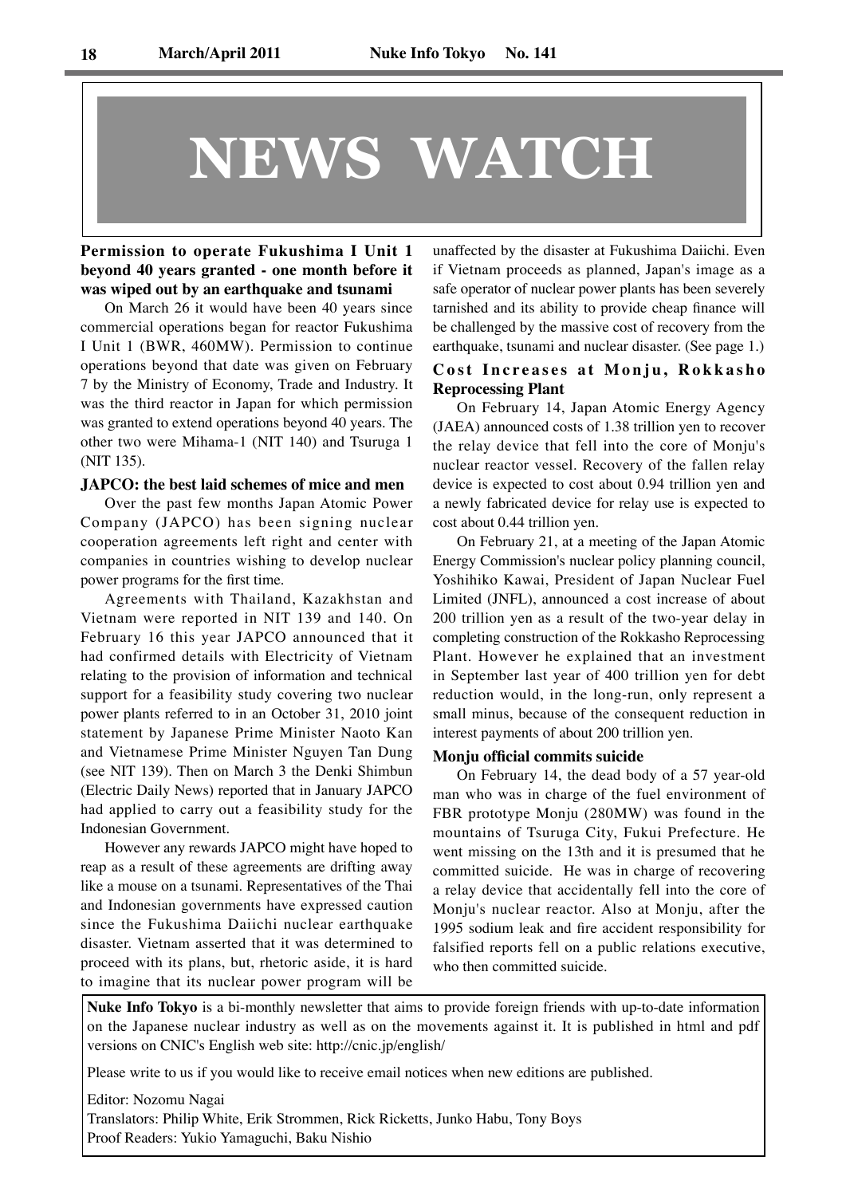# NEWS WATCH

### Permission to operate Fukushima I Unit 1 beyond 40 years granted - one month before it was wiped out by an earthquake and tsunami

On March 26 it would have been 40 years since commercial operations began for reactor Fukushima I Unit 1 (BWR, 460MW). Permission to continue operations beyond that date was given on February 7 by the Ministry of Economy, Trade and Industry. It was the third reactor in Japan for which permission was granted to extend operations beyond 40 years. The other two were Mihama-1 (NIT 140) and Tsuruga 1 (NIT 135).

### JAPCO: the best laid schemes of mice and men

Over the past few months Japan Atomic Power Company (JAPCO) has been signing nuclear cooperation agreements left right and center with companies in countries wishing to develop nuclear power programs for the first time.

Agreements with Thailand, Kazakhstan and Vietnam were reported in NIT 139 and 140. On February 16 this year JAPCO announced that it had confirmed details with Electricity of Vietnam relating to the provision of information and technical support for a feasibility study covering two nuclear power plants referred to in an October 31, 2010 joint statement by Japanese Prime Minister Naoto Kan and Vietnamese Prime Minister Nguyen Tan Dung (see NIT 139). Then on March 3 the Denki Shimbun (Electric Daily News) reported that in January JAPCO had applied to carry out a feasibility study for the Indonesian Government.

However any rewards JAPCO might have hoped to reap as a result of these agreements are drifting away like a mouse on a tsunami. Representatives of the Thai and Indonesian governments have expressed caution since the Fukushima Daiichi nuclear earthquake disaster. Vietnam asserted that it was determined to proceed with its plans, but, rhetoric aside, it is hard to imagine that its nuclear power program will be unaffected by the disaster at Fukushima Daiichi. Even if Vietnam proceeds as planned, Japan's image as a safe operator of nuclear power plants has been severely tarnished and its ability to provide cheap finance will be challenged by the massive cost of recovery from the earthquake, tsunami and nuclear disaster. (See page 1.)

### Cost Increases at Monju, Rokkasho Reprocessing Plant

On February 14, Japan Atomic Energy Agency (JAEA) announced costs of 1.38 trillion yen to recover the relay device that fell into the core of Monju's nuclear reactor vessel. Recovery of the fallen relay device is expected to cost about 0.94 trillion yen and a newly fabricated device for relay use is expected to cost about 0.44 trillion yen.

On February 21, at a meeting of the Japan Atomic Energy Commission's nuclear policy planning council, Yoshihiko Kawai, President of Japan Nuclear Fuel Limited (JNFL), announced a cost increase of about 200 trillion yen as a result of the two-year delay in completing construction of the Rokkasho Reprocessing Plant. However he explained that an investment in September last year of 400 trillion yen for debt reduction would, in the long-run, only represent a small minus, because of the consequent reduction in interest payments of about 200 trillion yen.

### Monju official commits suicide

On February 14, the dead body of a 57 year-old man who was in charge of the fuel environment of FBR prototype Monju (280MW) was found in the mountains of Tsuruga City, Fukui Prefecture. He went missing on the 13th and it is presumed that he committed suicide. He was in charge of recovering a relay device that accidentally fell into the core of Monju's nuclear reactor. Also at Monju, after the 1995 sodium leak and fire accident responsibility for falsified reports fell on a public relations executive, who then committed suicide.

---

**Nuke Info Tokyo** is a bi-monthly newsletter that aims to provide foreign friends with up-to-date information on the Japanese nuclear industry as well as on the movements against it. It is published in html and pdf versions on CNIC's English web site: http://cnic.jp/english/

Please write to us if you would like to receive email notices when new editions are published.

Editor: Nozomu Nagai

Translators: Philip White, Erik Strommen, Rick Ricketts, Junko Habu, Tony Boys

Proof Readers: Yukio Yamaguchi, Baku Nishio